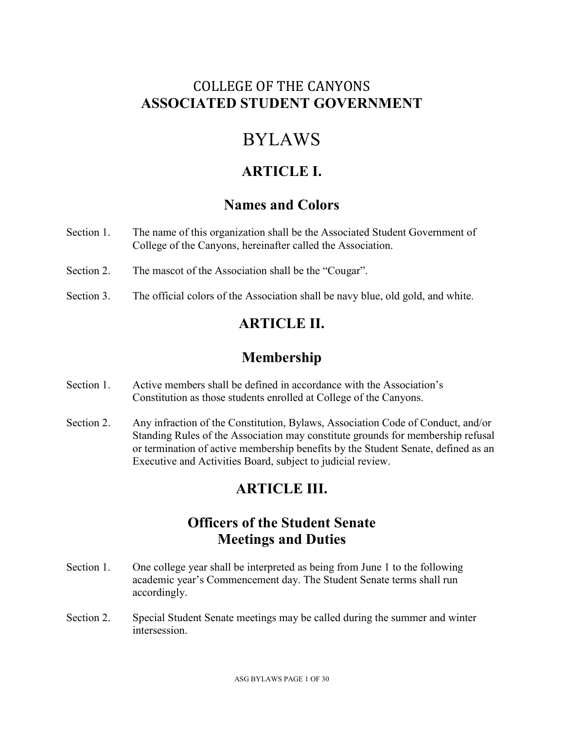# COLLEGE OF THE CANYONS
# ASSOCIATED STUDENT GOVERNMENT

# BYLAWS

## ARTICLE I.

## Names and Colors

Section 1. The name of this organization shall be the Associated Student Government of College of the Canyons, hereinafter called the Association.

Section 2. The mascot of the Association shall be the "Cougar".

Section 3. The official colors of the Association shall be navy blue, old gold, and white.

## ARTICLE II.

## Membership

Section 1. Active members shall be defined in accordance with the Association's Constitution as those students enrolled at College of the Canyons.

Section 2. Any infraction of the Constitution, Bylaws, Association Code of Conduct, and/or Standing Rules of the Association may constitute grounds for membership refusal or termination of active membership benefits by the Student Senate, defined as an Executive and Activities Board, subject to judicial review.

## ARTICLE III.

## Officers of the Student Senate Meetings and Duties

Section 1. One college year shall be interpreted as being from June 1 to the following academic year's Commencement day. The Student Senate terms shall run accordingly.

Section 2. Special Student Senate meetings may be called during the summer and winter intersession.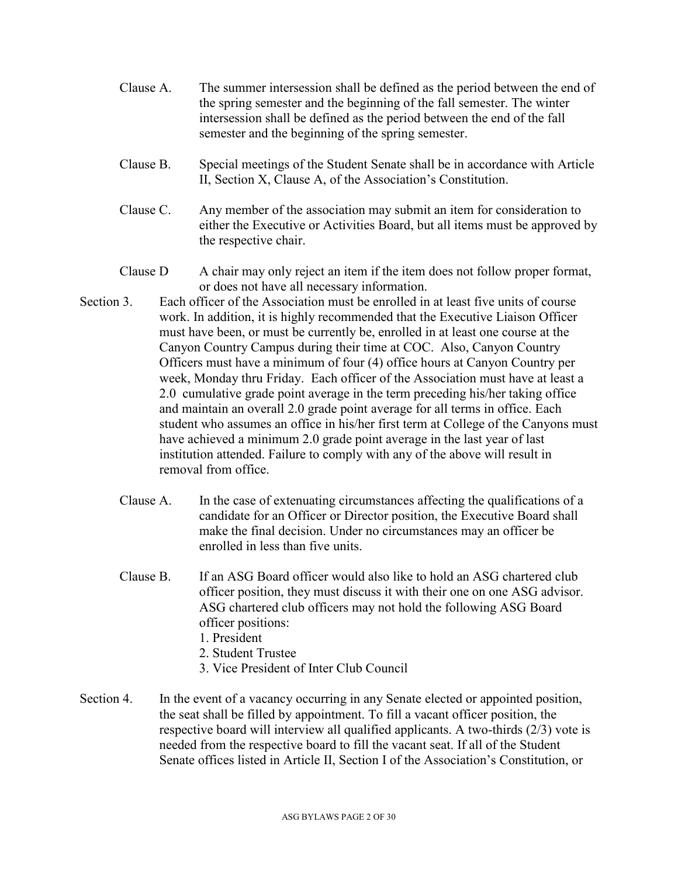Clause A. The summer intersession shall be defined as the period between the end of the spring semester and the beginning of the fall semester. The winter intersession shall be defined as the period between the end of the fall semester and the beginning of the spring semester.

Clause B. Special meetings of the Student Senate shall be in accordance with Article II, Section X, Clause A, of the Association's Constitution.

Clause C. Any member of the association may submit an item for consideration to either the Executive or Activities Board, but all items must be approved by the respective chair.

Clause D A chair may only reject an item if the item does not follow proper format, or does not have all necessary information.

Section 3. Each officer of the Association must be enrolled in at least five units of course work. In addition, it is highly recommended that the Executive Liaison Officer must have been, or must be currently be, enrolled in at least one course at the Canyon Country Campus during their time at COC. Also, Canyon Country Officers must have a minimum of four (4) office hours at Canyon Country per week, Monday thru Friday. Each officer of the Association must have at least a 2.0 cumulative grade point average in the term preceding his/her taking office and maintain an overall 2.0 grade point average for all terms in office. Each student who assumes an office in his/her first term at College of the Canyons must have achieved a minimum 2.0 grade point average in the last year of last institution attended. Failure to comply with any of the above will result in removal from office.

Clause A. In the case of extenuating circumstances affecting the qualifications of a candidate for an Officer or Director position, the Executive Board shall make the final decision. Under no circumstances may an officer be enrolled in less than five units.

Clause B. If an ASG Board officer would also like to hold an ASG chartered club officer position, they must discuss it with their one on one ASG advisor. ASG chartered club officers may not hold the following ASG Board officer positions:

1. President
2. Student Trustee
3. Vice President of Inter Club Council

Section 4. In the event of a vacancy occurring in any Senate elected or appointed position, the seat shall be filled by appointment. To fill a vacant officer position, the respective board will interview all qualified applicants. A two-thirds (2/3) vote is needed from the respective board to fill the vacant seat. If all of the Student Senate offices listed in Article II, Section I of the Association's Constitution, or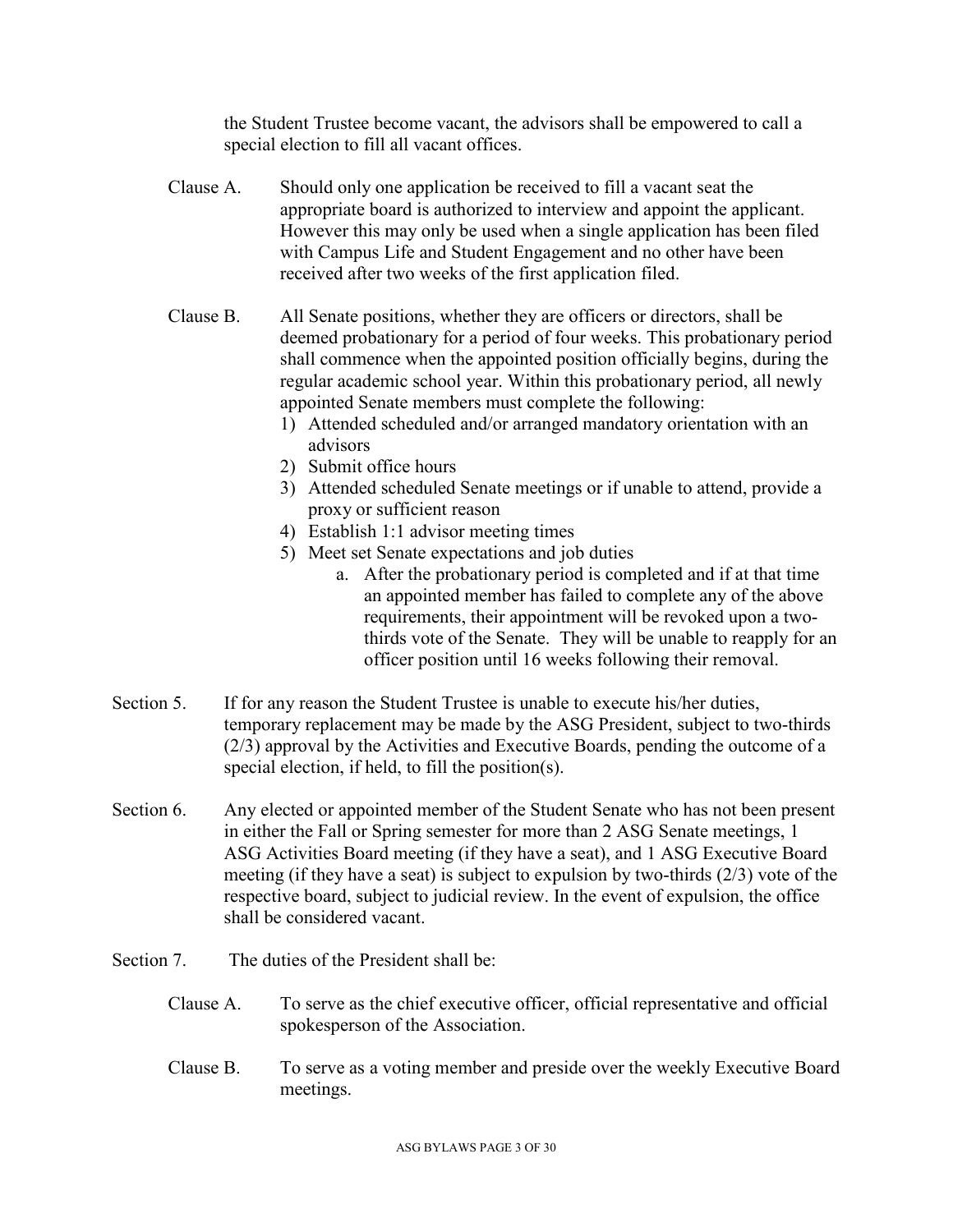the Student Trustee become vacant, the advisors shall be empowered to call a special election to fill all vacant offices.

Clause A. Should only one application be received to fill a vacant seat the appropriate board is authorized to interview and appoint the applicant. However this may only be used when a single application has been filed with Campus Life and Student Engagement and no other have been received after two weeks of the first application filed.

Clause B. All Senate positions, whether they are officers or directors, shall be deemed probationary for a period of four weeks. This probationary period shall commence when the appointed position officially begins, during the regular academic school year. Within this probationary period, all newly appointed Senate members must complete the following:

1) Attended scheduled and/or arranged mandatory orientation with an advisors
2) Submit office hours
3) Attended scheduled Senate meetings or if unable to attend, provide a proxy or sufficient reason
4) Establish 1:1 advisor meeting times
5) Meet set Senate expectations and job duties
    a. After the probationary period is completed and if at that time an appointed member has failed to complete any of the above requirements, their appointment will be revoked upon a two-thirds vote of the Senate. They will be unable to reapply for an officer position until 16 weeks following their removal.

Section 5. If for any reason the Student Trustee is unable to execute his/her duties, temporary replacement may be made by the ASG President, subject to two-thirds (2/3) approval by the Activities and Executive Boards, pending the outcome of a special election, if held, to fill the position(s).

Section 6. Any elected or appointed member of the Student Senate who has not been present in either the Fall or Spring semester for more than 2 ASG Senate meetings, 1 ASG Activities Board meeting (if they have a seat), and 1 ASG Executive Board meeting (if they have a seat) is subject to expulsion by two-thirds (2/3) vote of the respective board, subject to judicial review. In the event of expulsion, the office shall be considered vacant.

Section 7. The duties of the President shall be:

Clause A. To serve as the chief executive officer, official representative and official spokesperson of the Association.

Clause B. To serve as a voting member and preside over the weekly Executive Board meetings.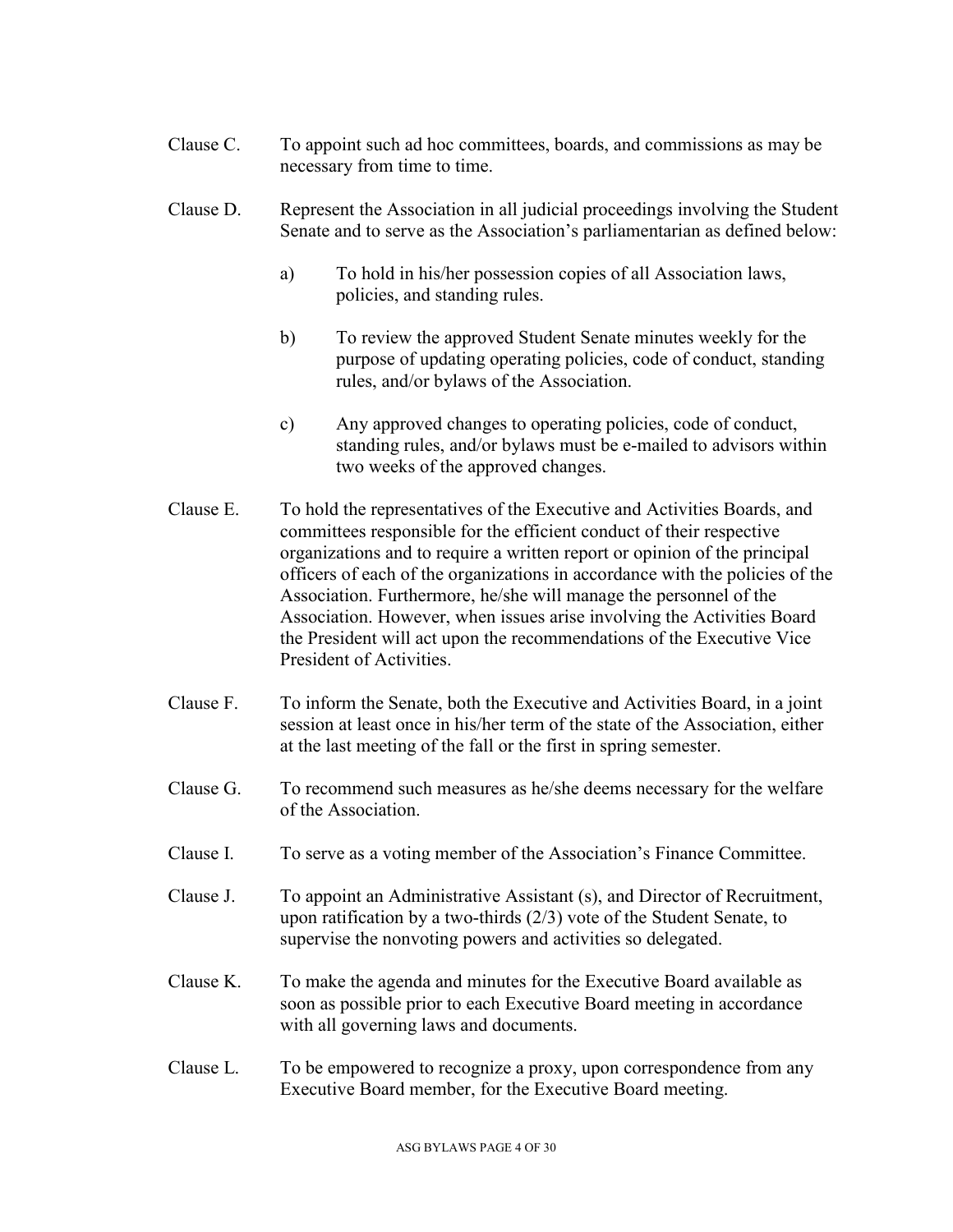Clause C. To appoint such ad hoc committees, boards, and commissions as may be necessary from time to time.

Clause D. Represent the Association in all judicial proceedings involving the Student Senate and to serve as the Association's parliamentarian as defined below:

- a) To hold in his/her possession copies of all Association laws, policies, and standing rules.
- b) To review the approved Student Senate minutes weekly for the purpose of updating operating policies, code of conduct, standing rules, and/or bylaws of the Association.
- c) Any approved changes to operating policies, code of conduct, standing rules, and/or bylaws must be e-mailed to advisors within two weeks of the approved changes.

Clause E. To hold the representatives of the Executive and Activities Boards, and committees responsible for the efficient conduct of their respective organizations and to require a written report or opinion of the principal officers of each of the organizations in accordance with the policies of the Association. Furthermore, he/she will manage the personnel of the Association. However, when issues arise involving the Activities Board the President will act upon the recommendations of the Executive Vice President of Activities.

Clause F. To inform the Senate, both the Executive and Activities Board, in a joint session at least once in his/her term of the state of the Association, either at the last meeting of the fall or the first in spring semester.

Clause G. To recommend such measures as he/she deems necessary for the welfare of the Association.

Clause I. To serve as a voting member of the Association's Finance Committee.

Clause J. To appoint an Administrative Assistant (s), and Director of Recruitment, upon ratification by a two-thirds (2/3) vote of the Student Senate, to supervise the nonvoting powers and activities so delegated.

Clause K. To make the agenda and minutes for the Executive Board available as soon as possible prior to each Executive Board meeting in accordance with all governing laws and documents.

Clause L. To be empowered to recognize a proxy, upon correspondence from any Executive Board member, for the Executive Board meeting.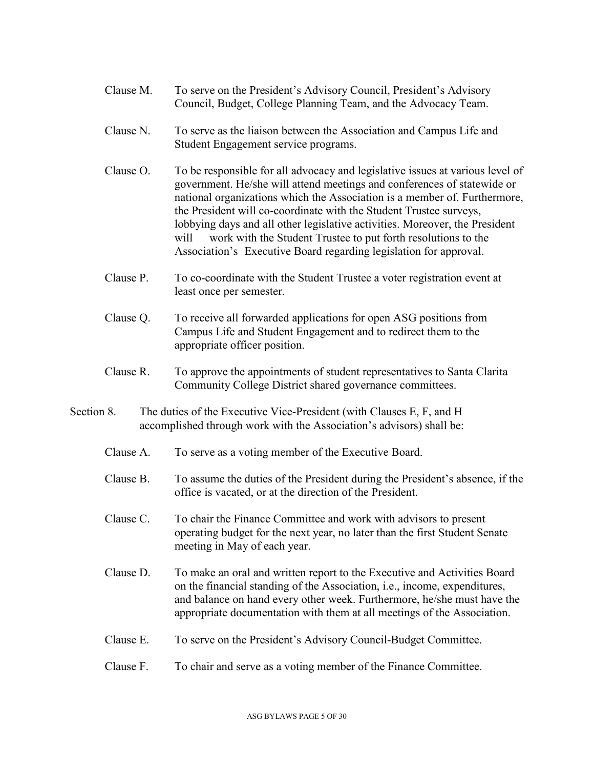Clause M. To serve on the President's Advisory Council, President's Advisory Council, Budget, College Planning Team, and the Advocacy Team.

Clause N. To serve as the liaison between the Association and Campus Life and Student Engagement service programs.

Clause O. To be responsible for all advocacy and legislative issues at various level of government. He/she will attend meetings and conferences of statewide or national organizations which the Association is a member of. Furthermore, the President will co-coordinate with the Student Trustee surveys, lobbying days and all other legislative activities. Moreover, the President will work with the Student Trustee to put forth resolutions to the Association's Executive Board regarding legislation for approval.

Clause P. To co-coordinate with the Student Trustee a voter registration event at least once per semester.

Clause Q. To receive all forwarded applications for open ASG positions from Campus Life and Student Engagement and to redirect them to the appropriate officer position.

Clause R. To approve the appointments of student representatives to Santa Clarita Community College District shared governance committees.

Section 8. The duties of the Executive Vice-President (with Clauses E, F, and H accomplished through work with the Association's advisors) shall be:

Clause A. To serve as a voting member of the Executive Board.

Clause B. To assume the duties of the President during the President's absence, if the office is vacated, or at the direction of the President.

Clause C. To chair the Finance Committee and work with advisors to present operating budget for the next year, no later than the first Student Senate meeting in May of each year.

Clause D. To make an oral and written report to the Executive and Activities Board on the financial standing of the Association, i.e., income, expenditures, and balance on hand every other week. Furthermore, he/she must have the appropriate documentation with them at all meetings of the Association.

Clause E. To serve on the President's Advisory Council-Budget Committee.

Clause F. To chair and serve as a voting member of the Finance Committee.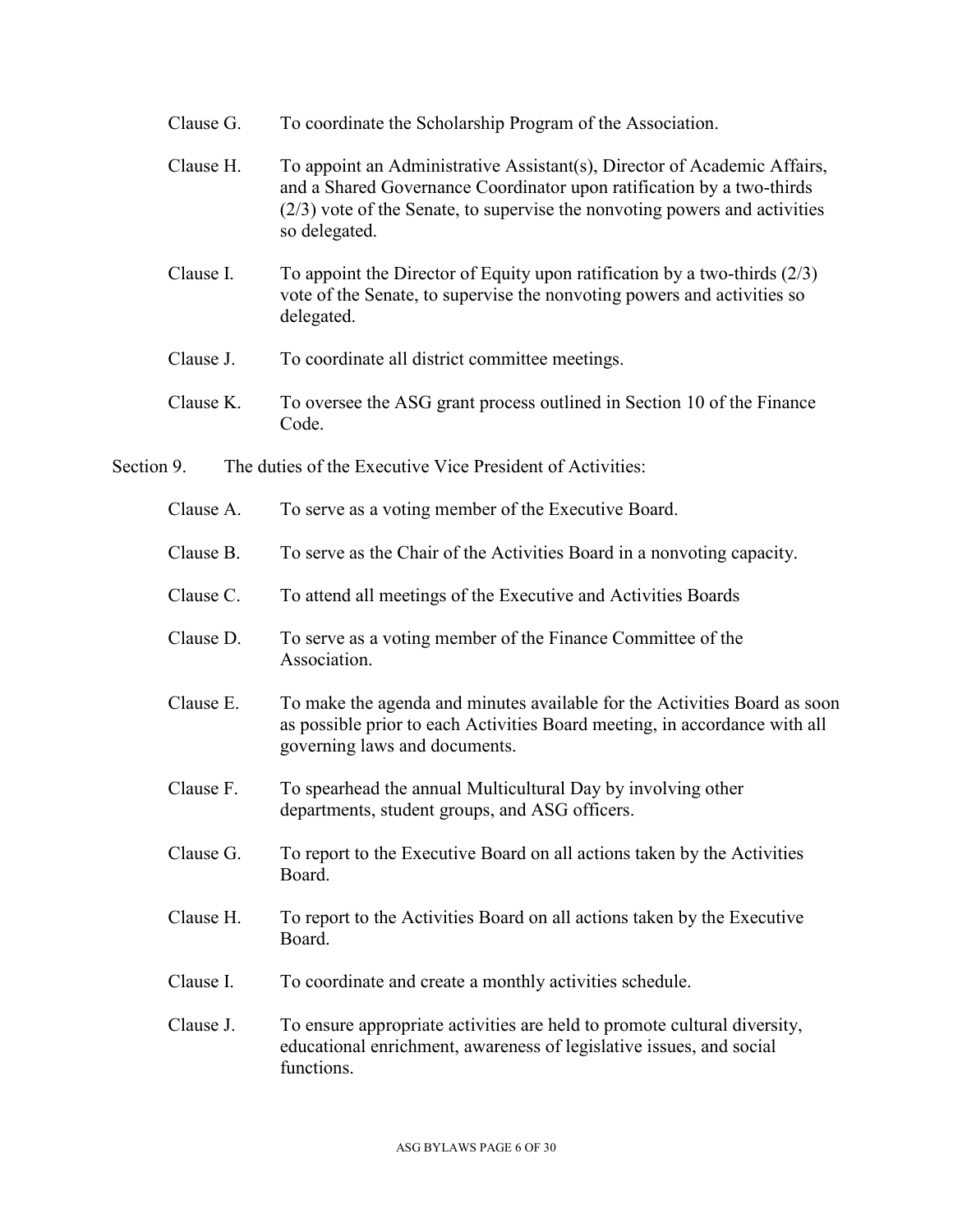Clause G. To coordinate the Scholarship Program of the Association.

Clause H. To appoint an Administrative Assistant(s), Director of Academic Affairs, and a Shared Governance Coordinator upon ratification by a two-thirds (2/3) vote of the Senate, to supervise the nonvoting powers and activities so delegated.

Clause I. To appoint the Director of Equity upon ratification by a two-thirds (2/3) vote of the Senate, to supervise the nonvoting powers and activities so delegated.

Clause J. To coordinate all district committee meetings.

Clause K. To oversee the ASG grant process outlined in Section 10 of the Finance Code.

Section 9. The duties of the Executive Vice President of Activities:

Clause A. To serve as a voting member of the Executive Board.

Clause B. To serve as the Chair of the Activities Board in a nonvoting capacity.

Clause C. To attend all meetings of the Executive and Activities Boards

Clause D. To serve as a voting member of the Finance Committee of the Association.

Clause E. To make the agenda and minutes available for the Activities Board as soon as possible prior to each Activities Board meeting, in accordance with all governing laws and documents.

Clause F. To spearhead the annual Multicultural Day by involving other departments, student groups, and ASG officers.

Clause G. To report to the Executive Board on all actions taken by the Activities Board.

Clause H. To report to the Activities Board on all actions taken by the Executive Board.

Clause I. To coordinate and create a monthly activities schedule.

Clause J. To ensure appropriate activities are held to promote cultural diversity, educational enrichment, awareness of legislative issues, and social functions.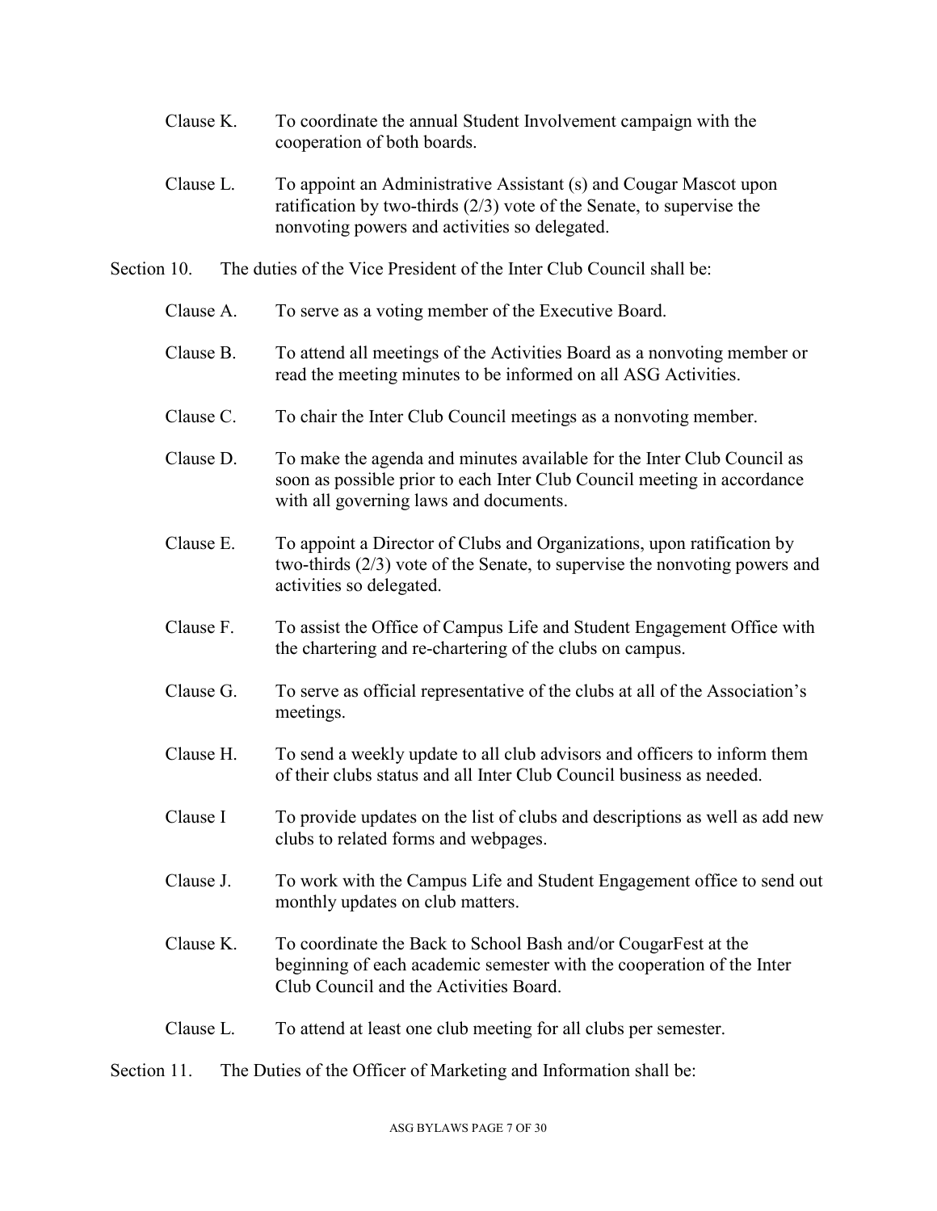Clause K. To coordinate the annual Student Involvement campaign with the cooperation of both boards.

Clause L. To appoint an Administrative Assistant (s) and Cougar Mascot upon ratification by two-thirds (2/3) vote of the Senate, to supervise the nonvoting powers and activities so delegated.

Section 10. The duties of the Vice President of the Inter Club Council shall be:

Clause A. To serve as a voting member of the Executive Board.

Clause B. To attend all meetings of the Activities Board as a nonvoting member or read the meeting minutes to be informed on all ASG Activities.

Clause C. To chair the Inter Club Council meetings as a nonvoting member.

Clause D. To make the agenda and minutes available for the Inter Club Council as soon as possible prior to each Inter Club Council meeting in accordance with all governing laws and documents.

Clause E. To appoint a Director of Clubs and Organizations, upon ratification by two-thirds (2/3) vote of the Senate, to supervise the nonvoting powers and activities so delegated.

Clause F. To assist the Office of Campus Life and Student Engagement Office with the chartering and re-chartering of the clubs on campus.

Clause G. To serve as official representative of the clubs at all of the Association's meetings.

Clause H. To send a weekly update to all club advisors and officers to inform them of their clubs status and all Inter Club Council business as needed.

Clause I To provide updates on the list of clubs and descriptions as well as add new clubs to related forms and webpages.

Clause J. To work with the Campus Life and Student Engagement office to send out monthly updates on club matters.

Clause K. To coordinate the Back to School Bash and/or CougarFest at the beginning of each academic semester with the cooperation of the Inter Club Council and the Activities Board.

Clause L. To attend at least one club meeting for all clubs per semester.

Section 11. The Duties of the Officer of Marketing and Information shall be: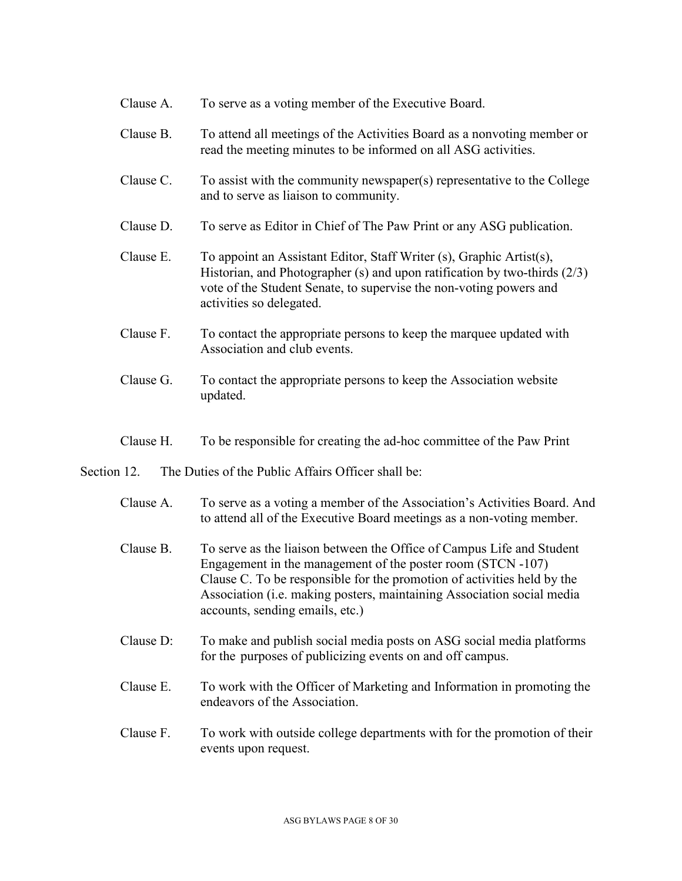Clause A. To serve as a voting member of the Executive Board.

Clause B. To attend all meetings of the Activities Board as a nonvoting member or read the meeting minutes to be informed on all ASG activities.

Clause C. To assist with the community newspaper(s) representative to the College and to serve as liaison to community.

Clause D. To serve as Editor in Chief of The Paw Print or any ASG publication.

Clause E. To appoint an Assistant Editor, Staff Writer (s), Graphic Artist(s), Historian, and Photographer (s) and upon ratification by two-thirds (2/3) vote of the Student Senate, to supervise the non-voting powers and activities so delegated.

Clause F. To contact the appropriate persons to keep the marquee updated with Association and club events.

Clause G. To contact the appropriate persons to keep the Association website updated.

Clause H. To be responsible for creating the ad-hoc committee of the Paw Print

Section 12. The Duties of the Public Affairs Officer shall be:

Clause A. To serve as a voting a member of the Association's Activities Board. And to attend all of the Executive Board meetings as a non-voting member.

Clause B. To serve as the liaison between the Office of Campus Life and Student Engagement in the management of the poster room (STCN -107) Clause C. To be responsible for the promotion of activities held by the Association (i.e. making posters, maintaining Association social media accounts, sending emails, etc.)

Clause D: To make and publish social media posts on ASG social media platforms for the purposes of publicizing events on and off campus.

Clause E. To work with the Officer of Marketing and Information in promoting the endeavors of the Association.

Clause F. To work with outside college departments with for the promotion of their events upon request.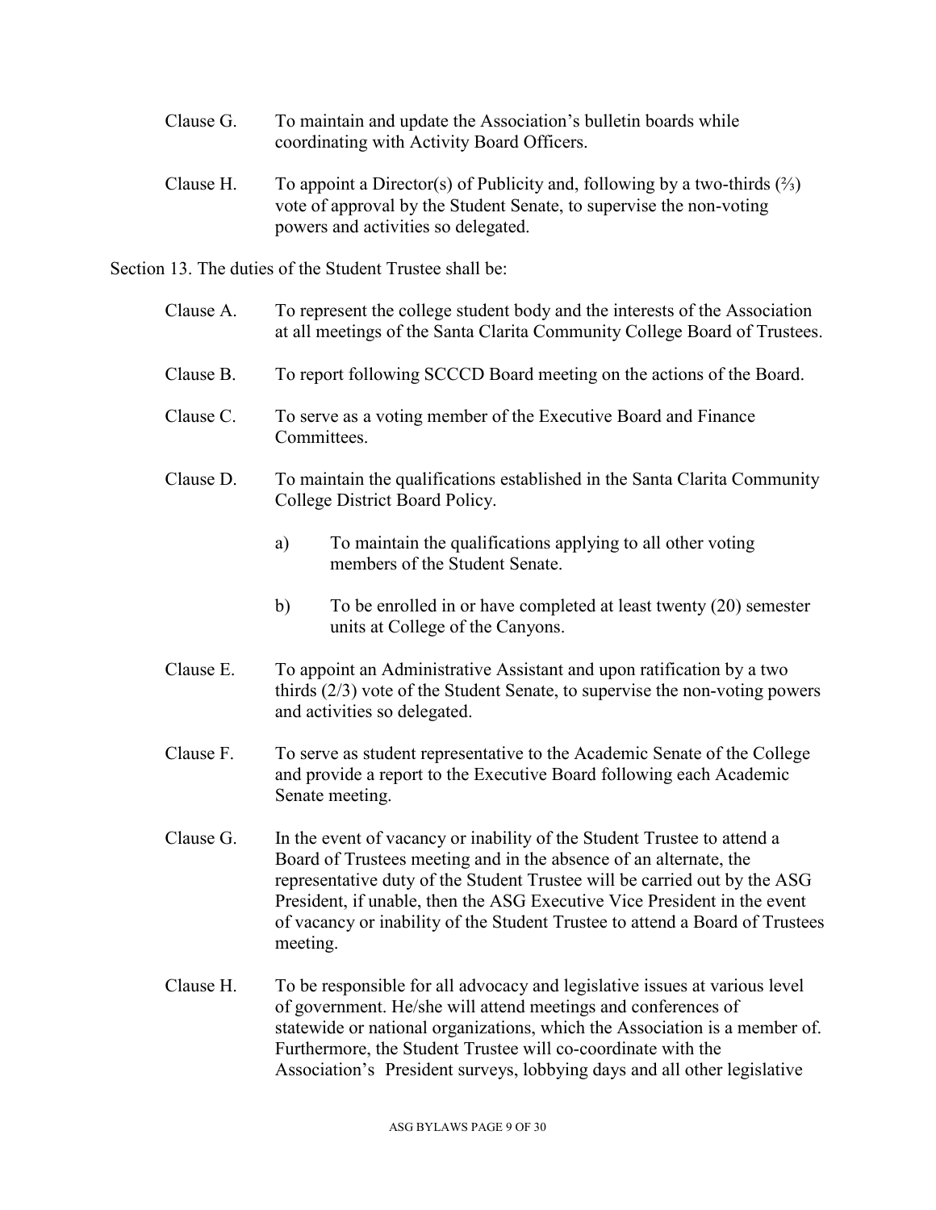Clause G. To maintain and update the Association's bulletin boards while coordinating with Activity Board Officers.

Clause H. To appoint a Director(s) of Publicity and, following by a two-thirds (⅔) vote of approval by the Student Senate, to supervise the non-voting powers and activities so delegated.

Section 13. The duties of the Student Trustee shall be:

Clause A. To represent the college student body and the interests of the Association at all meetings of the Santa Clarita Community College Board of Trustees.

Clause B. To report following SCCCD Board meeting on the actions of the Board.

Clause C. To serve as a voting member of the Executive Board and Finance Committees.

Clause D. To maintain the qualifications established in the Santa Clarita Community College District Board Policy.

a) To maintain the qualifications applying to all other voting members of the Student Senate.

b) To be enrolled in or have completed at least twenty (20) semester units at College of the Canyons.

Clause E. To appoint an Administrative Assistant and upon ratification by a two thirds (2/3) vote of the Student Senate, to supervise the non-voting powers and activities so delegated.

Clause F. To serve as student representative to the Academic Senate of the College and provide a report to the Executive Board following each Academic Senate meeting.

Clause G. In the event of vacancy or inability of the Student Trustee to attend a Board of Trustees meeting and in the absence of an alternate, the representative duty of the Student Trustee will be carried out by the ASG President, if unable, then the ASG Executive Vice President in the event of vacancy or inability of the Student Trustee to attend a Board of Trustees meeting.

Clause H. To be responsible for all advocacy and legislative issues at various level of government. He/she will attend meetings and conferences of statewide or national organizations, which the Association is a member of. Furthermore, the Student Trustee will co-coordinate with the Association's President surveys, lobbying days and all other legislative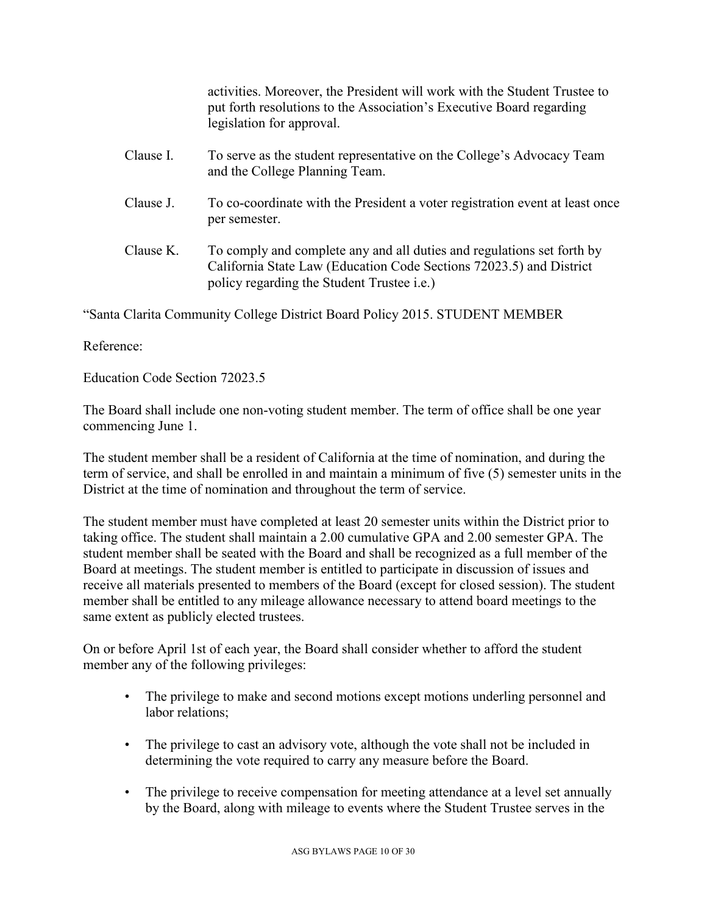activities. Moreover, the President will work with the Student Trustee to put forth resolutions to the Association's Executive Board regarding legislation for approval.

Clause I. To serve as the student representative on the College's Advocacy Team and the College Planning Team.

Clause J. To co-coordinate with the President a voter registration event at least once per semester.

Clause K. To comply and complete any and all duties and regulations set forth by California State Law (Education Code Sections 72023.5) and District policy regarding the Student Trustee i.e.)

"Santa Clarita Community College District Board Policy 2015. STUDENT MEMBER

Reference:

Education Code Section 72023.5

The Board shall include one non-voting student member. The term of office shall be one year commencing June 1.

The student member shall be a resident of California at the time of nomination, and during the term of service, and shall be enrolled in and maintain a minimum of five (5) semester units in the District at the time of nomination and throughout the term of service.

The student member must have completed at least 20 semester units within the District prior to taking office. The student shall maintain a 2.00 cumulative GPA and 2.00 semester GPA. The student member shall be seated with the Board and shall be recognized as a full member of the Board at meetings. The student member is entitled to participate in discussion of issues and receive all materials presented to members of the Board (except for closed session). The student member shall be entitled to any mileage allowance necessary to attend board meetings to the same extent as publicly elected trustees.

On or before April 1st of each year, the Board shall consider whether to afford the student member any of the following privileges:

- The privilege to make and second motions except motions underling personnel and labor relations;
- The privilege to cast an advisory vote, although the vote shall not be included in determining the vote required to carry any measure before the Board.
- The privilege to receive compensation for meeting attendance at a level set annually by the Board, along with mileage to events where the Student Trustee serves in the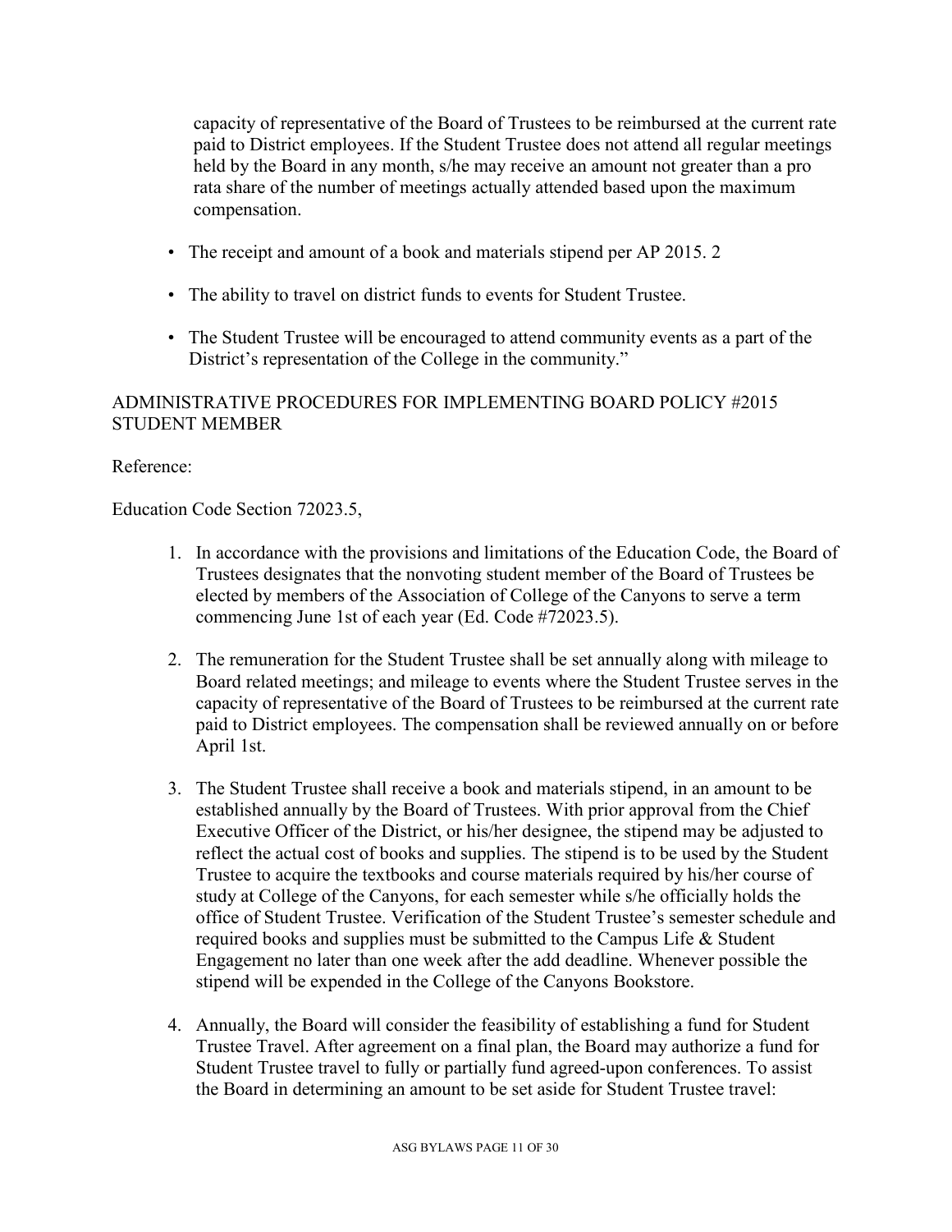capacity of representative of the Board of Trustees to be reimbursed at the current rate paid to District employees. If the Student Trustee does not attend all regular meetings held by the Board in any month, s/he may receive an amount not greater than a pro rata share of the number of meetings actually attended based upon the maximum compensation.

- The receipt and amount of a book and materials stipend per AP 2015. 2
- The ability to travel on district funds to events for Student Trustee.
- The Student Trustee will be encouraged to attend community events as a part of the District's representation of the College in the community."

ADMINISTRATIVE PROCEDURES FOR IMPLEMENTING BOARD POLICY #2015 STUDENT MEMBER

Reference:

Education Code Section 72023.5,

1. In accordance with the provisions and limitations of the Education Code, the Board of Trustees designates that the nonvoting student member of the Board of Trustees be elected by members of the Association of College of the Canyons to serve a term commencing June 1st of each year (Ed. Code #72023.5).

2. The remuneration for the Student Trustee shall be set annually along with mileage to Board related meetings; and mileage to events where the Student Trustee serves in the capacity of representative of the Board of Trustees to be reimbursed at the current rate paid to District employees. The compensation shall be reviewed annually on or before April 1st.

3. The Student Trustee shall receive a book and materials stipend, in an amount to be established annually by the Board of Trustees. With prior approval from the Chief Executive Officer of the District, or his/her designee, the stipend may be adjusted to reflect the actual cost of books and supplies. The stipend is to be used by the Student Trustee to acquire the textbooks and course materials required by his/her course of study at College of the Canyons, for each semester while s/he officially holds the office of Student Trustee. Verification of the Student Trustee's semester schedule and required books and supplies must be submitted to the Campus Life & Student Engagement no later than one week after the add deadline. Whenever possible the stipend will be expended in the College of the Canyons Bookstore.

4. Annually, the Board will consider the feasibility of establishing a fund for Student Trustee Travel. After agreement on a final plan, the Board may authorize a fund for Student Trustee travel to fully or partially fund agreed-upon conferences. To assist the Board in determining an amount to be set aside for Student Trustee travel: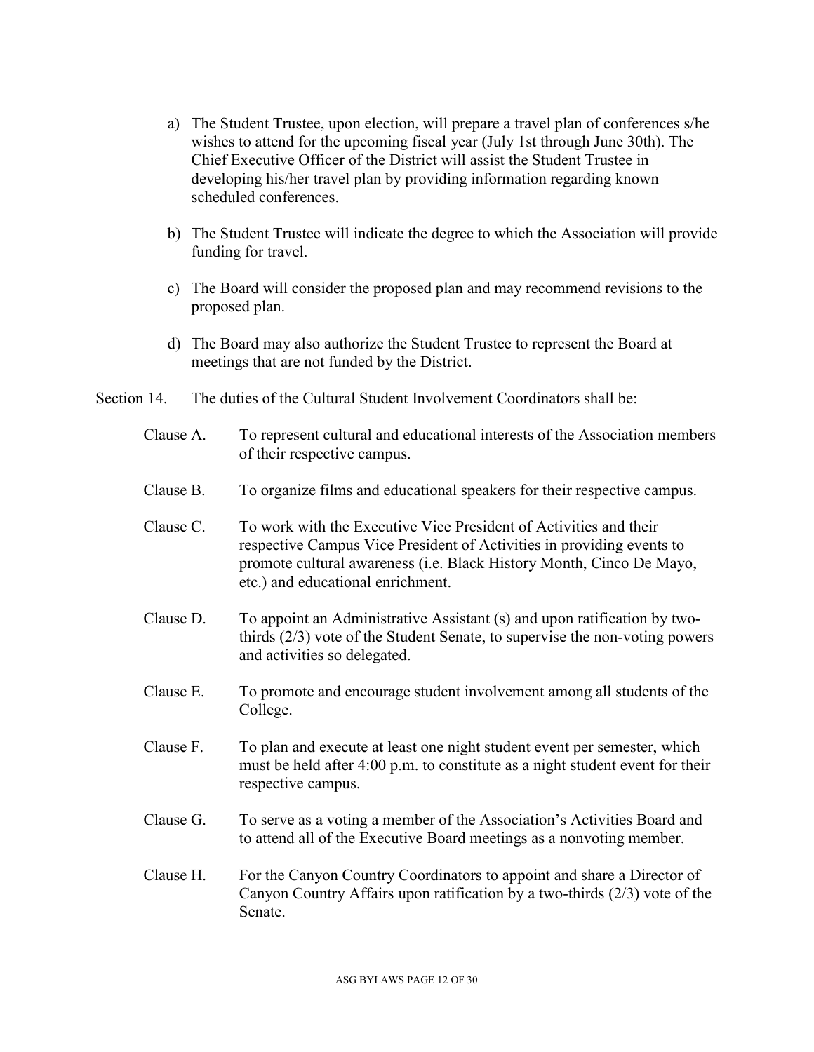a) The Student Trustee, upon election, will prepare a travel plan of conferences s/he wishes to attend for the upcoming fiscal year (July 1st through June 30th). The Chief Executive Officer of the District will assist the Student Trustee in developing his/her travel plan by providing information regarding known scheduled conferences.

b) The Student Trustee will indicate the degree to which the Association will provide funding for travel.

c) The Board will consider the proposed plan and may recommend revisions to the proposed plan.

d) The Board may also authorize the Student Trustee to represent the Board at meetings that are not funded by the District.

Section 14. The duties of the Cultural Student Involvement Coordinators shall be:

Clause A. To represent cultural and educational interests of the Association members of their respective campus.

Clause B. To organize films and educational speakers for their respective campus.

Clause C. To work with the Executive Vice President of Activities and their respective Campus Vice President of Activities in providing events to promote cultural awareness (i.e. Black History Month, Cinco De Mayo, etc.) and educational enrichment.

Clause D. To appoint an Administrative Assistant (s) and upon ratification by two-thirds (2/3) vote of the Student Senate, to supervise the non-voting powers and activities so delegated.

Clause E. To promote and encourage student involvement among all students of the College.

Clause F. To plan and execute at least one night student event per semester, which must be held after 4:00 p.m. to constitute as a night student event for their respective campus.

Clause G. To serve as a voting a member of the Association's Activities Board and to attend all of the Executive Board meetings as a nonvoting member.

Clause H. For the Canyon Country Coordinators to appoint and share a Director of Canyon Country Affairs upon ratification by a two-thirds (2/3) vote of the Senate.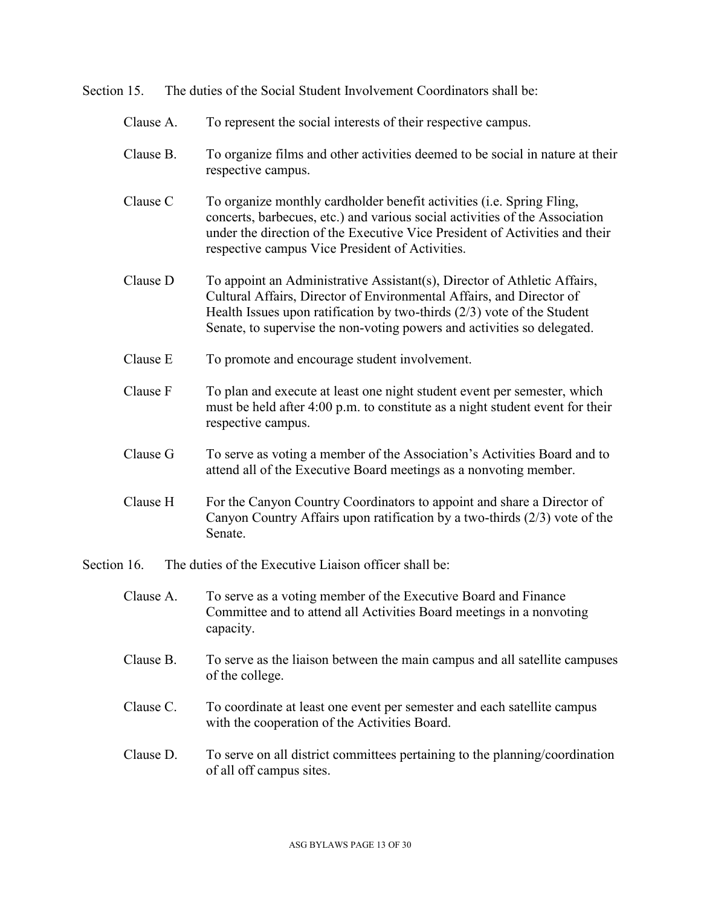Section 15. The duties of the Social Student Involvement Coordinators shall be:

Clause A. To represent the social interests of their respective campus.

Clause B. To organize films and other activities deemed to be social in nature at their respective campus.

Clause C To organize monthly cardholder benefit activities (i.e. Spring Fling, concerts, barbecues, etc.) and various social activities of the Association under the direction of the Executive Vice President of Activities and their respective campus Vice President of Activities.

Clause D To appoint an Administrative Assistant(s), Director of Athletic Affairs, Cultural Affairs, Director of Environmental Affairs, and Director of Health Issues upon ratification by two-thirds (2/3) vote of the Student Senate, to supervise the non-voting powers and activities so delegated.

Clause E To promote and encourage student involvement.

Clause F To plan and execute at least one night student event per semester, which must be held after 4:00 p.m. to constitute as a night student event for their respective campus.

Clause G To serve as voting a member of the Association's Activities Board and to attend all of the Executive Board meetings as a nonvoting member.

Clause H For the Canyon Country Coordinators to appoint and share a Director of Canyon Country Affairs upon ratification by a two-thirds (2/3) vote of the Senate.

Section 16. The duties of the Executive Liaison officer shall be:

Clause A. To serve as a voting member of the Executive Board and Finance Committee and to attend all Activities Board meetings in a nonvoting capacity.

Clause B. To serve as the liaison between the main campus and all satellite campuses of the college.

Clause C. To coordinate at least one event per semester and each satellite campus with the cooperation of the Activities Board.

Clause D. To serve on all district committees pertaining to the planning/coordination of all off campus sites.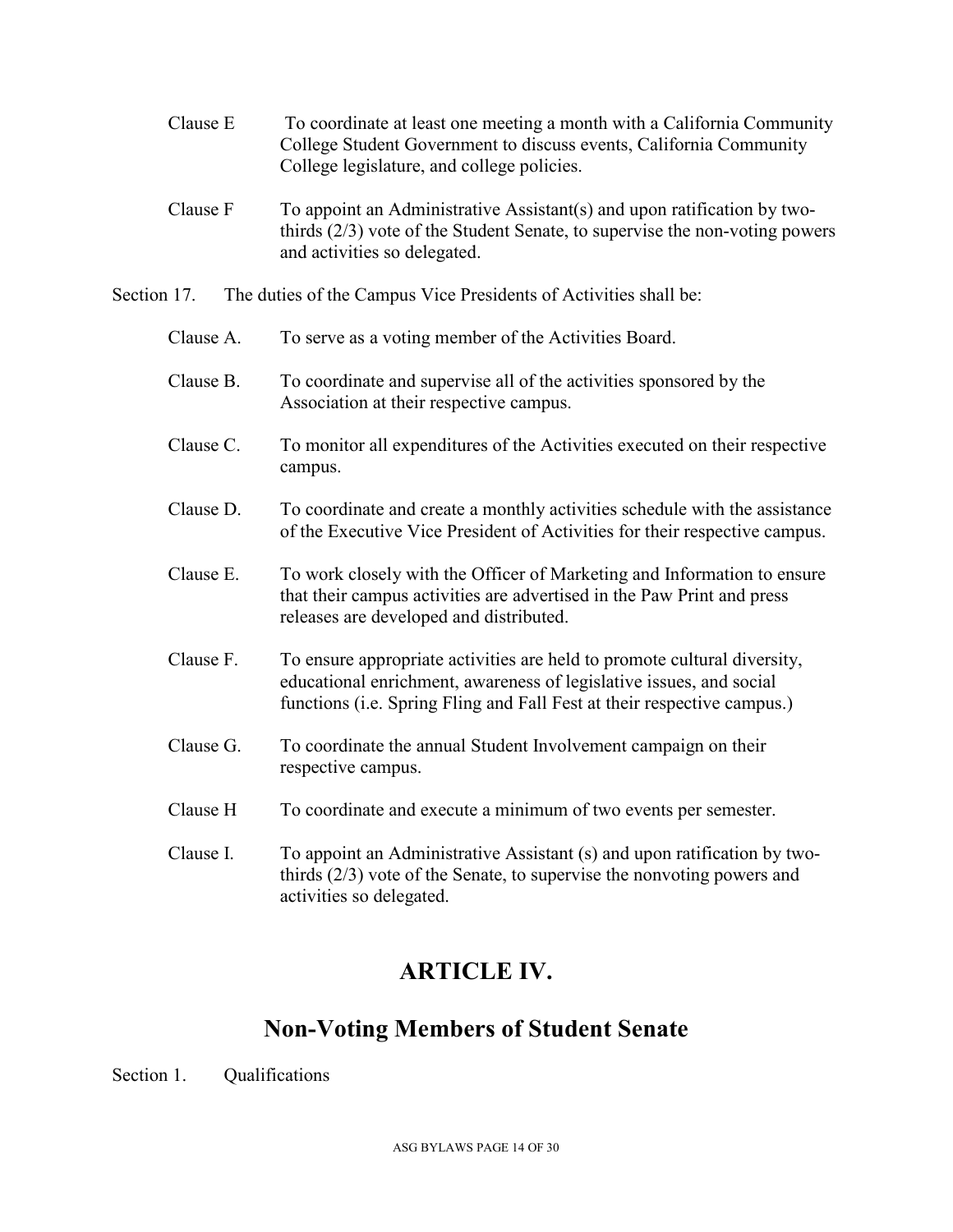Clause E To coordinate at least one meeting a month with a California Community College Student Government to discuss events, California Community College legislature, and college policies.

Clause F To appoint an Administrative Assistant(s) and upon ratification by two-thirds (2/3) vote of the Student Senate, to supervise the non-voting powers and activities so delegated.

Section 17. The duties of the Campus Vice Presidents of Activities shall be:

Clause A. To serve as a voting member of the Activities Board.

Clause B. To coordinate and supervise all of the activities sponsored by the Association at their respective campus.

Clause C. To monitor all expenditures of the Activities executed on their respective campus.

Clause D. To coordinate and create a monthly activities schedule with the assistance of the Executive Vice President of Activities for their respective campus.

Clause E. To work closely with the Officer of Marketing and Information to ensure that their campus activities are advertised in the Paw Print and press releases are developed and distributed.

Clause F. To ensure appropriate activities are held to promote cultural diversity, educational enrichment, awareness of legislative issues, and social functions (i.e. Spring Fling and Fall Fest at their respective campus.)

Clause G. To coordinate the annual Student Involvement campaign on their respective campus.

Clause H To coordinate and execute a minimum of two events per semester.

Clause I. To appoint an Administrative Assistant (s) and upon ratification by two-thirds (2/3) vote of the Senate, to supervise the nonvoting powers and activities so delegated.

# ARTICLE IV.

# Non-Voting Members of Student Senate

Section 1. Qualifications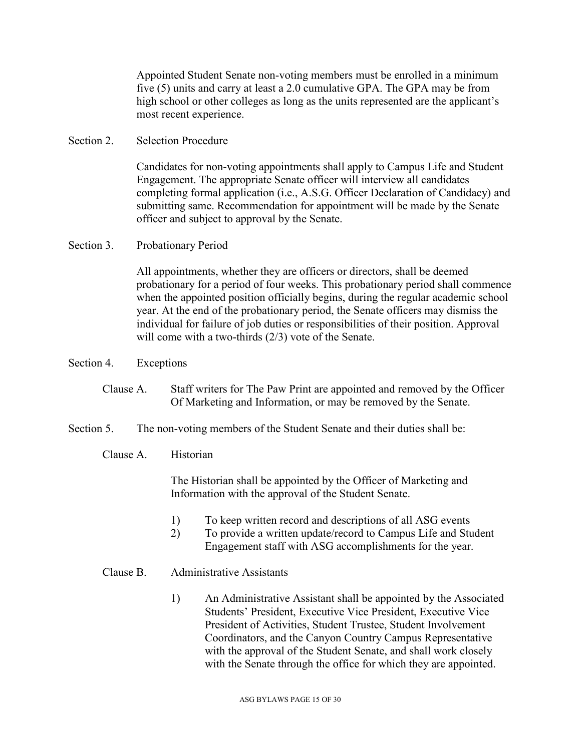Appointed Student Senate non-voting members must be enrolled in a minimum five (5) units and carry at least a 2.0 cumulative GPA. The GPA may be from high school or other colleges as long as the units represented are the applicant's most recent experience.

Section 2. Selection Procedure

Candidates for non-voting appointments shall apply to Campus Life and Student Engagement. The appropriate Senate officer will interview all candidates completing formal application (i.e., A.S.G. Officer Declaration of Candidacy) and submitting same. Recommendation for appointment will be made by the Senate officer and subject to approval by the Senate.

Section 3. Probationary Period

All appointments, whether they are officers or directors, shall be deemed probationary for a period of four weeks. This probationary period shall commence when the appointed position officially begins, during the regular academic school year. At the end of the probationary period, the Senate officers may dismiss the individual for failure of job duties or responsibilities of their position. Approval will come with a two-thirds (2/3) vote of the Senate.

Section 4. Exceptions

Clause A. Staff writers for The Paw Print are appointed and removed by the Officer Of Marketing and Information, or may be removed by the Senate.

Section 5. The non-voting members of the Student Senate and their duties shall be:

Clause A. Historian

The Historian shall be appointed by the Officer of Marketing and Information with the approval of the Student Senate.

1) To keep written record and descriptions of all ASG events
2) To provide a written update/record to Campus Life and Student Engagement staff with ASG accomplishments for the year.

Clause B. Administrative Assistants

1) An Administrative Assistant shall be appointed by the Associated Students' President, Executive Vice President, Executive Vice President of Activities, Student Trustee, Student Involvement Coordinators, and the Canyon Country Campus Representative with the approval of the Student Senate, and shall work closely with the Senate through the office for which they are appointed.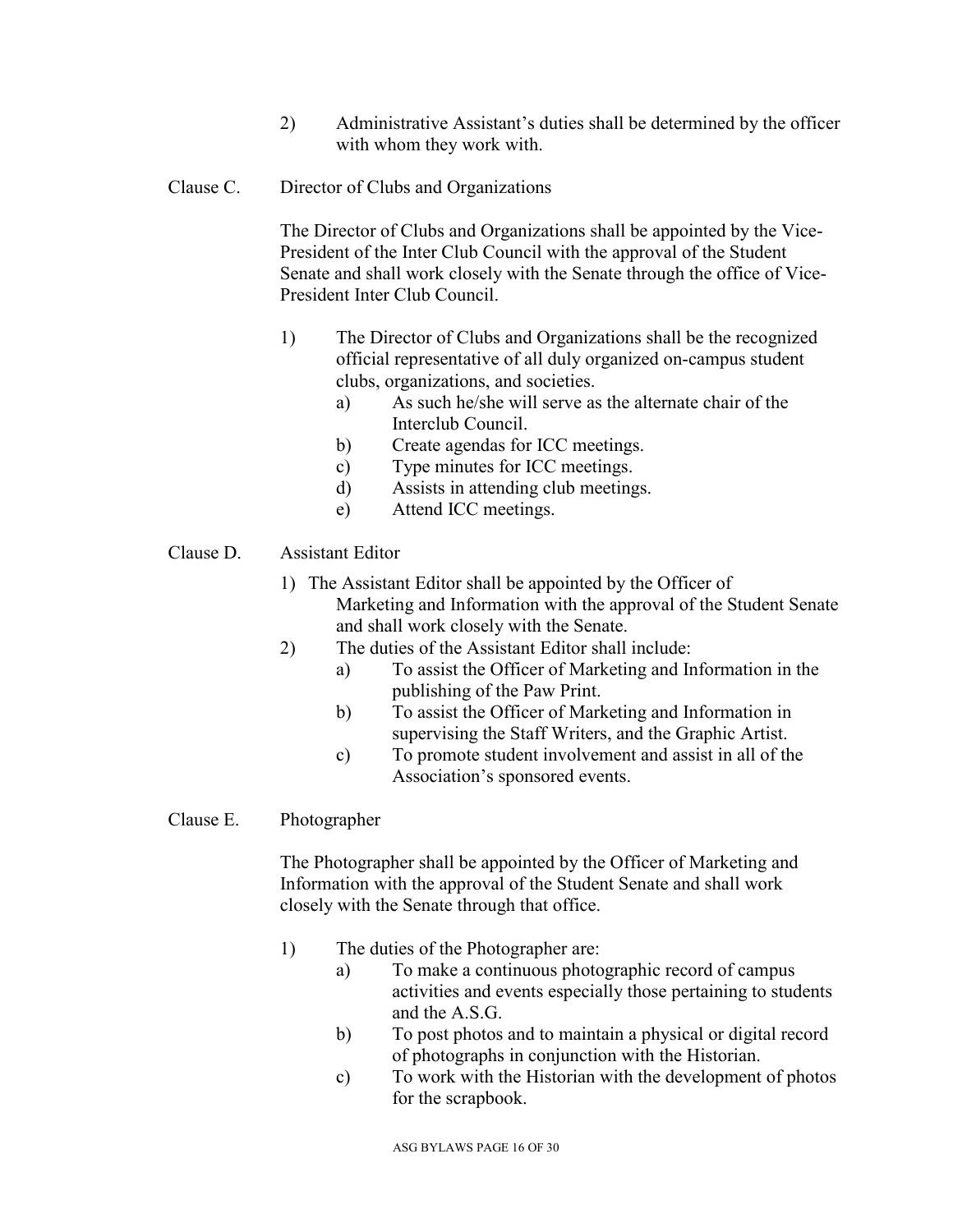2) Administrative Assistant's duties shall be determined by the officer with whom they work with.

Clause C. Director of Clubs and Organizations

The Director of Clubs and Organizations shall be appointed by the Vice-President of the Inter Club Council with the approval of the Student Senate and shall work closely with the Senate through the office of Vice-President Inter Club Council.

1) The Director of Clubs and Organizations shall be the recognized official representative of all duly organized on-campus student clubs, organizations, and societies.
   a) As such he/she will serve as the alternate chair of the Interclub Council.
   b) Create agendas for ICC meetings.
   c) Type minutes for ICC meetings.
   d) Assists in attending club meetings.
   e) Attend ICC meetings.

Clause D. Assistant Editor

1) The Assistant Editor shall be appointed by the Officer of Marketing and Information with the approval of the Student Senate and shall work closely with the Senate.
2) The duties of the Assistant Editor shall include:
   a) To assist the Officer of Marketing and Information in the publishing of the Paw Print.
   b) To assist the Officer of Marketing and Information in supervising the Staff Writers, and the Graphic Artist.
   c) To promote student involvement and assist in all of the Association's sponsored events.

Clause E. Photographer

The Photographer shall be appointed by the Officer of Marketing and Information with the approval of the Student Senate and shall work closely with the Senate through that office.

1) The duties of the Photographer are:
   a) To make a continuous photographic record of campus activities and events especially those pertaining to students and the A.S.G.
   b) To post photos and to maintain a physical or digital record of photographs in conjunction with the Historian.
   c) To work with the Historian with the development of photos for the scrapbook.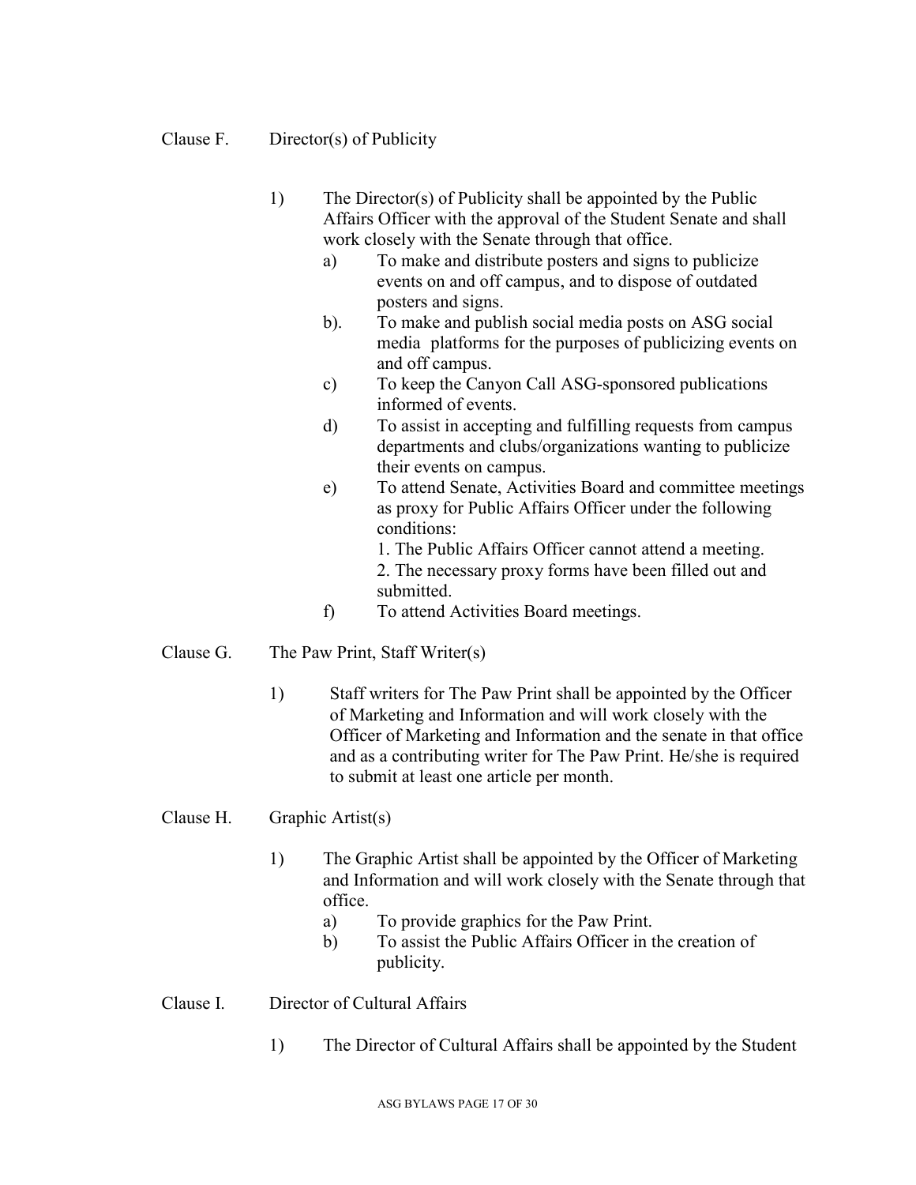Clause F. Director(s) of Publicity

1) The Director(s) of Publicity shall be appointed by the Public Affairs Officer with the approval of the Student Senate and shall work closely with the Senate through that office.
   a) To make and distribute posters and signs to publicize events on and off campus, and to dispose of outdated posters and signs.
   b). To make and publish social media posts on ASG social media platforms for the purposes of publicizing events on and off campus.
   c) To keep the Canyon Call ASG-sponsored publications informed of events.
   d) To assist in accepting and fulfilling requests from campus departments and clubs/organizations wanting to publicize their events on campus.
   e) To attend Senate, Activities Board and committee meetings as proxy for Public Affairs Officer under the following conditions:
      1. The Public Affairs Officer cannot attend a meeting.
      2. The necessary proxy forms have been filled out and submitted.
   f) To attend Activities Board meetings.

Clause G. The Paw Print, Staff Writer(s)

1) Staff writers for The Paw Print shall be appointed by the Officer of Marketing and Information and will work closely with the Officer of Marketing and Information and the senate in that office and as a contributing writer for The Paw Print. He/she is required to submit at least one article per month.

Clause H. Graphic Artist(s)

1) The Graphic Artist shall be appointed by the Officer of Marketing and Information and will work closely with the Senate through that office.
   a) To provide graphics for the Paw Print.
   b) To assist the Public Affairs Officer in the creation of publicity.

Clause I. Director of Cultural Affairs

1) The Director of Cultural Affairs shall be appointed by the Student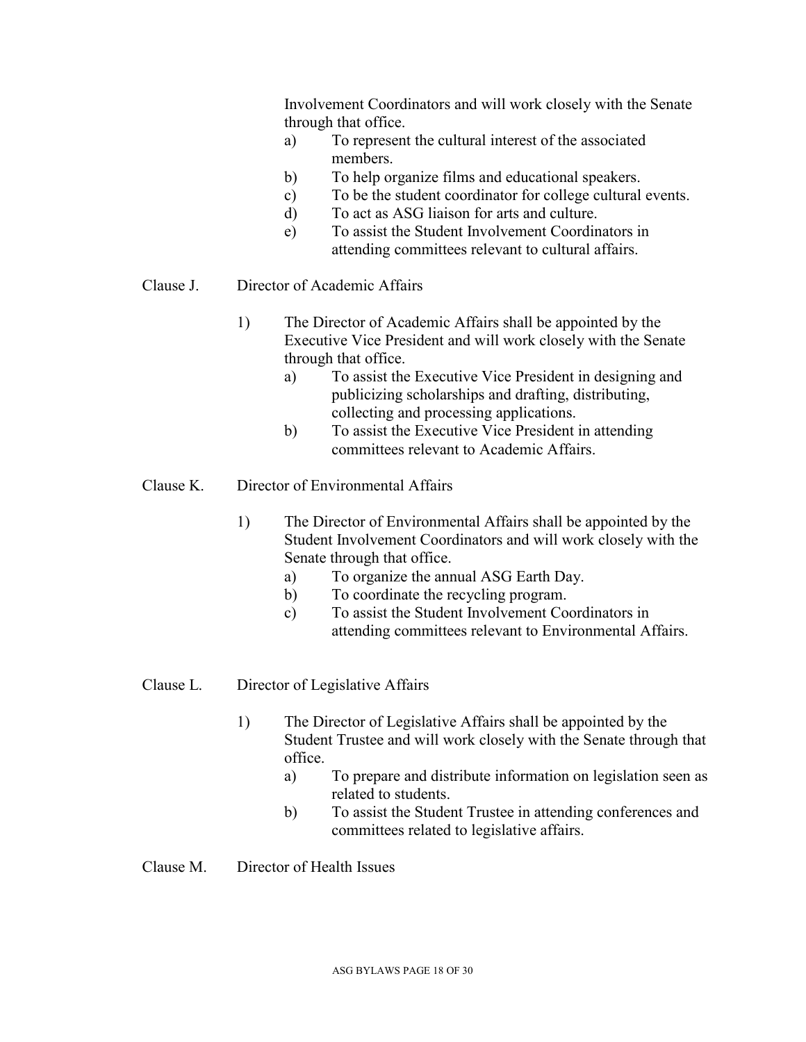Involvement Coordinators and will work closely with the Senate through that office.

a) To represent the cultural interest of the associated members.
b) To help organize films and educational speakers.
c) To be the student coordinator for college cultural events.
d) To act as ASG liaison for arts and culture.
e) To assist the Student Involvement Coordinators in attending committees relevant to cultural affairs.

Clause J. Director of Academic Affairs

1) The Director of Academic Affairs shall be appointed by the Executive Vice President and will work closely with the Senate through that office.
   a) To assist the Executive Vice President in designing and publicizing scholarships and drafting, distributing, collecting and processing applications.
   b) To assist the Executive Vice President in attending committees relevant to Academic Affairs.

Clause K. Director of Environmental Affairs

1) The Director of Environmental Affairs shall be appointed by the Student Involvement Coordinators and will work closely with the Senate through that office.
   a) To organize the annual ASG Earth Day.
   b) To coordinate the recycling program.
   c) To assist the Student Involvement Coordinators in attending committees relevant to Environmental Affairs.

Clause L. Director of Legislative Affairs

1) The Director of Legislative Affairs shall be appointed by the Student Trustee and will work closely with the Senate through that office.
   a) To prepare and distribute information on legislation seen as related to students.
   b) To assist the Student Trustee in attending conferences and committees related to legislative affairs.

Clause M. Director of Health Issues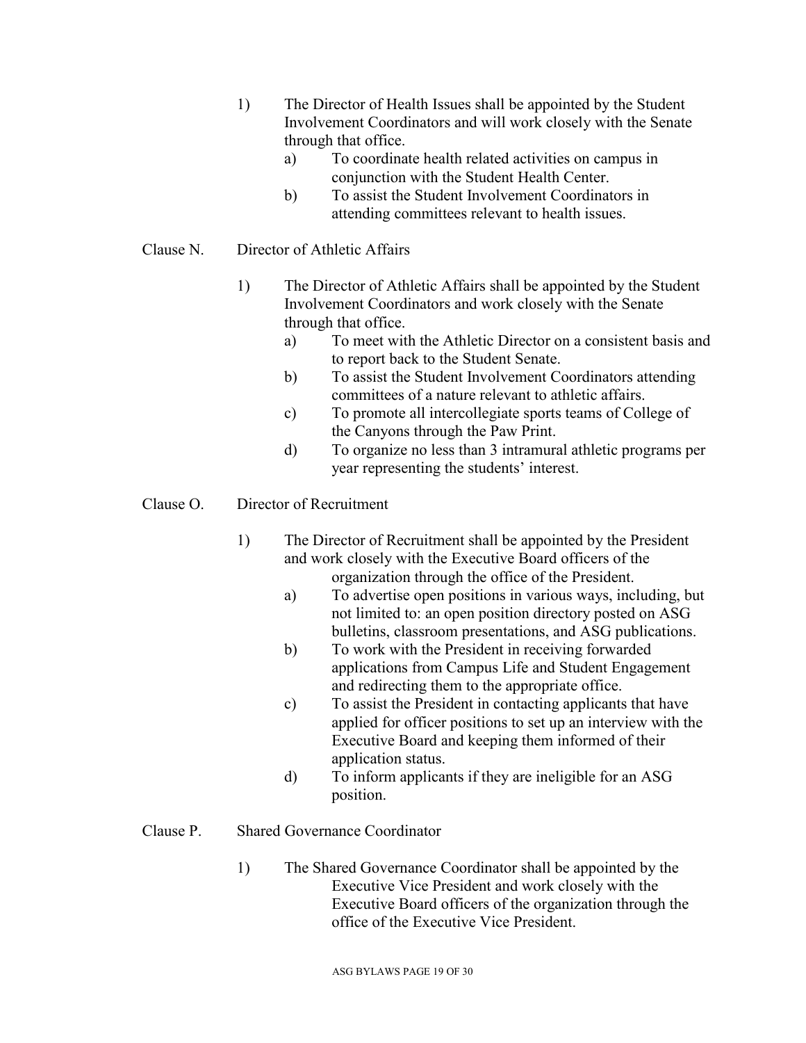1) The Director of Health Issues shall be appointed by the Student Involvement Coordinators and will work closely with the Senate through that office.
   a) To coordinate health related activities on campus in conjunction with the Student Health Center.
   b) To assist the Student Involvement Coordinators in attending committees relevant to health issues.

Clause N. Director of Athletic Affairs

1) The Director of Athletic Affairs shall be appointed by the Student Involvement Coordinators and work closely with the Senate through that office.
   a) To meet with the Athletic Director on a consistent basis and to report back to the Student Senate.
   b) To assist the Student Involvement Coordinators attending committees of a nature relevant to athletic affairs.
   c) To promote all intercollegiate sports teams of College of the Canyons through the Paw Print.
   d) To organize no less than 3 intramural athletic programs per year representing the students' interest.

Clause O. Director of Recruitment

1) The Director of Recruitment shall be appointed by the President and work closely with the Executive Board officers of the organization through the office of the President.
   a) To advertise open positions in various ways, including, but not limited to: an open position directory posted on ASG bulletins, classroom presentations, and ASG publications.
   b) To work with the President in receiving forwarded applications from Campus Life and Student Engagement and redirecting them to the appropriate office.
   c) To assist the President in contacting applicants that have applied for officer positions to set up an interview with the Executive Board and keeping them informed of their application status.
   d) To inform applicants if they are ineligible for an ASG position.

Clause P. Shared Governance Coordinator

1) The Shared Governance Coordinator shall be appointed by the Executive Vice President and work closely with the Executive Board officers of the organization through the office of the Executive Vice President.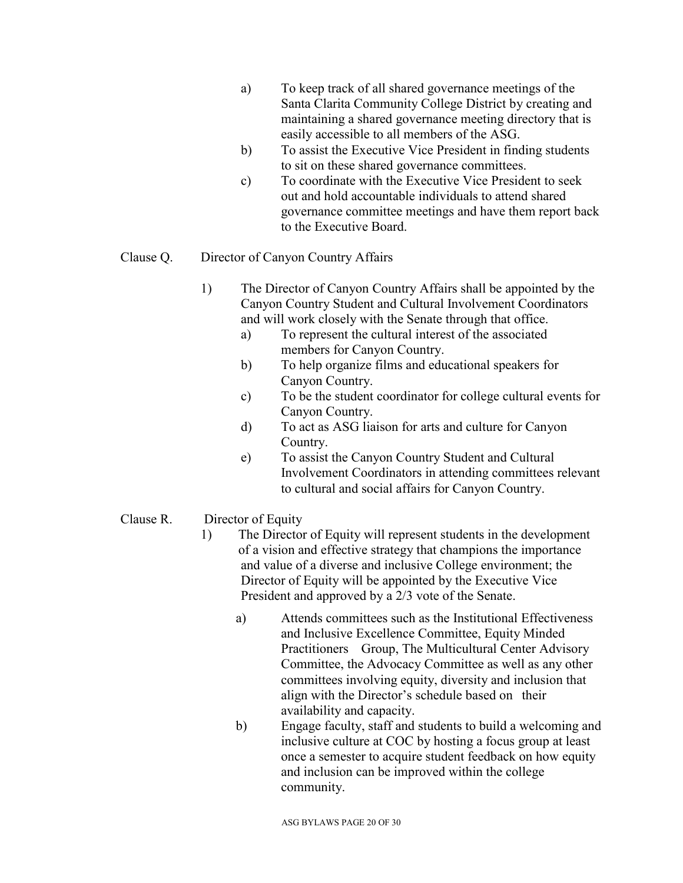a) To keep track of all shared governance meetings of the Santa Clarita Community College District by creating and maintaining a shared governance meeting directory that is easily accessible to all members of the ASG.
b) To assist the Executive Vice President in finding students to sit on these shared governance committees.
c) To coordinate with the Executive Vice President to seek out and hold accountable individuals to attend shared governance committee meetings and have them report back to the Executive Board.

Clause Q. Director of Canyon Country Affairs

1) The Director of Canyon Country Affairs shall be appointed by the Canyon Country Student and Cultural Involvement Coordinators and will work closely with the Senate through that office.
   a) To represent the cultural interest of the associated members for Canyon Country.
   b) To help organize films and educational speakers for Canyon Country.
   c) To be the student coordinator for college cultural events for Canyon Country.
   d) To act as ASG liaison for arts and culture for Canyon Country.
   e) To assist the Canyon Country Student and Cultural Involvement Coordinators in attending committees relevant to cultural and social affairs for Canyon Country.

Clause R. Director of Equity

1) The Director of Equity will represent students in the development of a vision and effective strategy that champions the importance and value of a diverse and inclusive College environment; the Director of Equity will be appointed by the Executive Vice President and approved by a 2/3 vote of the Senate.
   a) Attends committees such as the Institutional Effectiveness and Inclusive Excellence Committee, Equity Minded Practitioners Group, The Multicultural Center Advisory Committee, the Advocacy Committee as well as any other committees involving equity, diversity and inclusion that align with the Director's schedule based on their availability and capacity.
   b) Engage faculty, staff and students to build a welcoming and inclusive culture at COC by hosting a focus group at least once a semester to acquire student feedback on how equity and inclusion can be improved within the college community.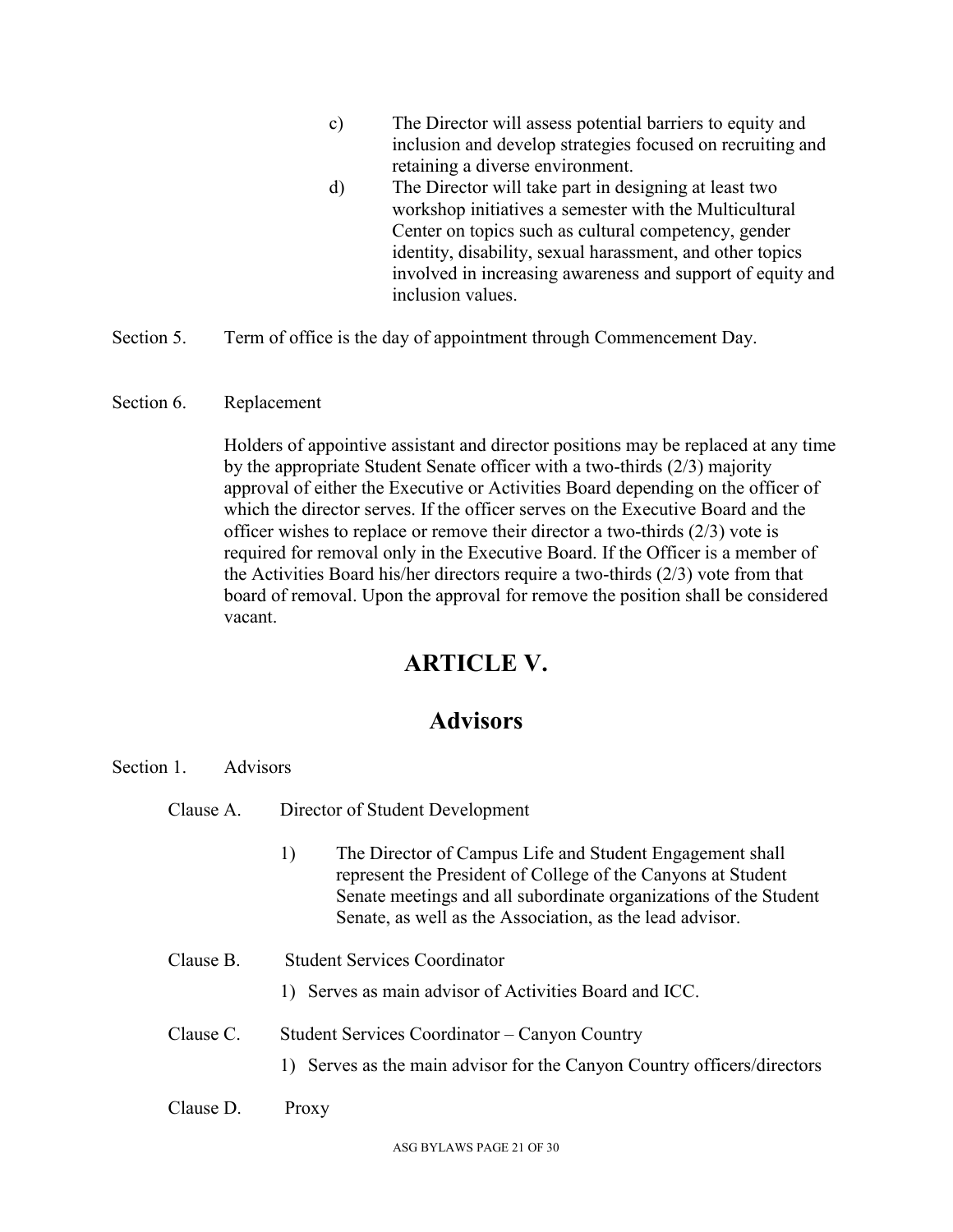c) The Director will assess potential barriers to equity and inclusion and develop strategies focused on recruiting and retaining a diverse environment.

d) The Director will take part in designing at least two workshop initiatives a semester with the Multicultural Center on topics such as cultural competency, gender identity, disability, sexual harassment, and other topics involved in increasing awareness and support of equity and inclusion values.

Section 5. Term of office is the day of appointment through Commencement Day.

Section 6. Replacement

Holders of appointive assistant and director positions may be replaced at any time by the appropriate Student Senate officer with a two-thirds (2/3) majority approval of either the Executive or Activities Board depending on the officer of which the director serves. If the officer serves on the Executive Board and the officer wishes to replace or remove their director a two-thirds (2/3) vote is required for removal only in the Executive Board. If the Officer is a member of the Activities Board his/her directors require a two-thirds (2/3) vote from that board of removal. Upon the approval for remove the position shall be considered vacant.

# ARTICLE V.

# Advisors

Section 1. Advisors

Clause A. Director of Student Development

1) The Director of Campus Life and Student Engagement shall represent the President of College of the Canyons at Student Senate meetings and all subordinate organizations of the Student Senate, as well as the Association, as the lead advisor.

Clause B. Student Services Coordinator

1) Serves as main advisor of Activities Board and ICC.

Clause C. Student Services Coordinator – Canyon Country

1) Serves as the main advisor for the Canyon Country officers/directors

Clause D. Proxy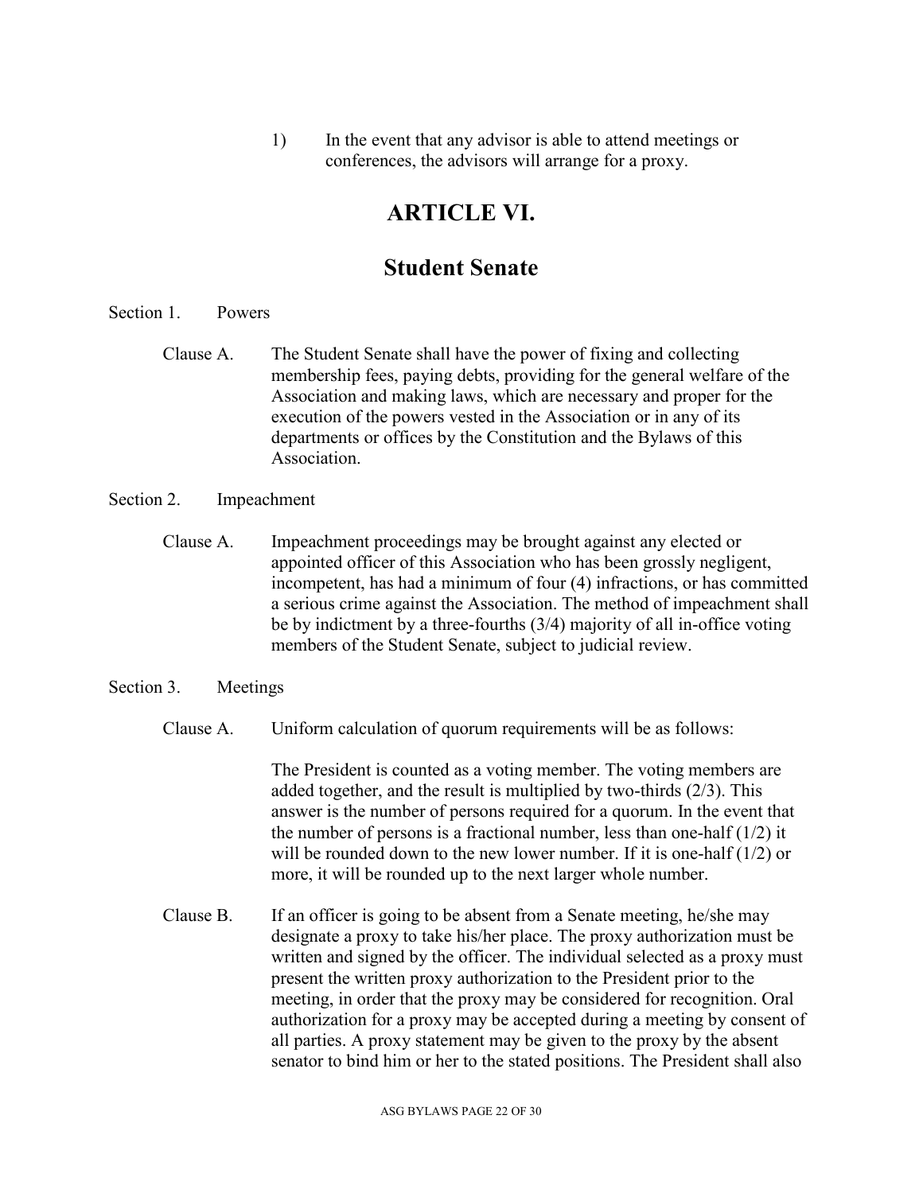1) In the event that any advisor is able to attend meetings or conferences, the advisors will arrange for a proxy.

# ARTICLE VI.

# Student Senate

Section 1. Powers

Clause A. The Student Senate shall have the power of fixing and collecting membership fees, paying debts, providing for the general welfare of the Association and making laws, which are necessary and proper for the execution of the powers vested in the Association or in any of its departments or offices by the Constitution and the Bylaws of this Association.

Section 2. Impeachment

Clause A. Impeachment proceedings may be brought against any elected or appointed officer of this Association who has been grossly negligent, incompetent, has had a minimum of four (4) infractions, or has committed a serious crime against the Association. The method of impeachment shall be by indictment by a three-fourths (3/4) majority of all in-office voting members of the Student Senate, subject to judicial review.

Section 3. Meetings

Clause A. Uniform calculation of quorum requirements will be as follows:

The President is counted as a voting member. The voting members are added together, and the result is multiplied by two-thirds (2/3). This answer is the number of persons required for a quorum. In the event that the number of persons is a fractional number, less than one-half (1/2) it will be rounded down to the new lower number. If it is one-half (1/2) or more, it will be rounded up to the next larger whole number.

Clause B. If an officer is going to be absent from a Senate meeting, he/she may designate a proxy to take his/her place. The proxy authorization must be written and signed by the officer. The individual selected as a proxy must present the written proxy authorization to the President prior to the meeting, in order that the proxy may be considered for recognition. Oral authorization for a proxy may be accepted during a meeting by consent of all parties. A proxy statement may be given to the proxy by the absent senator to bind him or her to the stated positions. The President shall also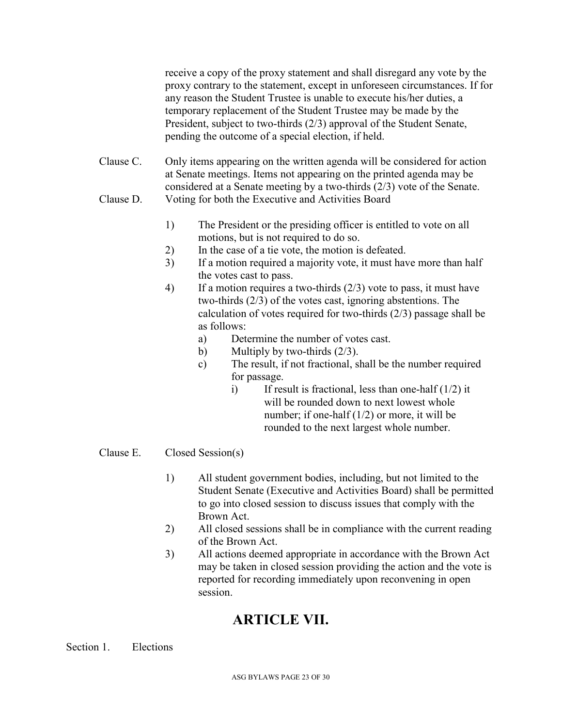receive a copy of the proxy statement and shall disregard any vote by the proxy contrary to the statement, except in unforeseen circumstances. If for any reason the Student Trustee is unable to execute his/her duties, a temporary replacement of the Student Trustee may be made by the President, subject to two-thirds (2/3) approval of the Student Senate, pending the outcome of a special election, if held.

Clause C. Only items appearing on the written agenda will be considered for action at Senate meetings. Items not appearing on the printed agenda may be considered at a Senate meeting by a two-thirds (2/3) vote of the Senate.

Clause D. Voting for both the Executive and Activities Board

1) The President or the presiding officer is entitled to vote on all motions, but is not required to do so.
2) In the case of a tie vote, the motion is defeated.
3) If a motion required a majority vote, it must have more than half the votes cast to pass.
4) If a motion requires a two-thirds (2/3) vote to pass, it must have two-thirds (2/3) of the votes cast, ignoring abstentions. The calculation of votes required for two-thirds (2/3) passage shall be as follows:
   a) Determine the number of votes cast.
   b) Multiply by two-thirds (2/3).
   c) The result, if not fractional, shall be the number required for passage.
      i) If result is fractional, less than one-half (1/2) it will be rounded down to next lowest whole number; if one-half (1/2) or more, it will be rounded to the next largest whole number.

Clause E. Closed Session(s)

1) All student government bodies, including, but not limited to the Student Senate (Executive and Activities Board) shall be permitted to go into closed session to discuss issues that comply with the Brown Act.
2) All closed sessions shall be in compliance with the current reading of the Brown Act.
3) All actions deemed appropriate in accordance with the Brown Act may be taken in closed session providing the action and the vote is reported for recording immediately upon reconvening in open session.

# ARTICLE VII.

Section 1. Elections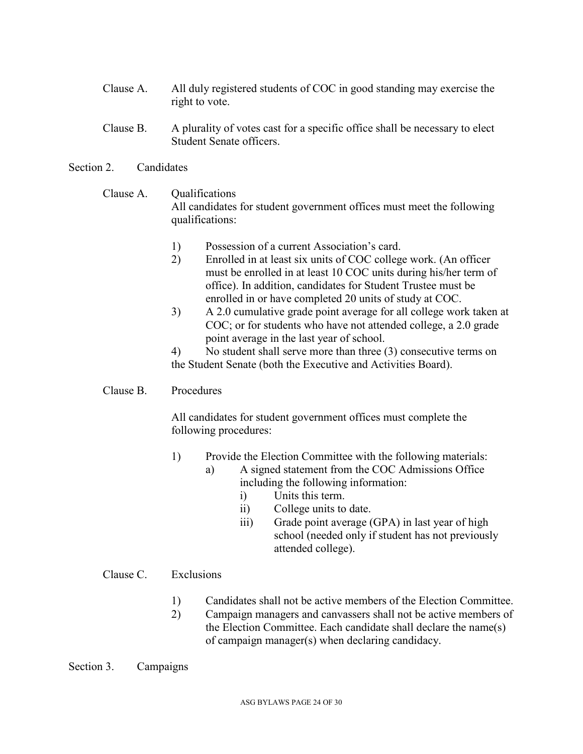Clause A. All duly registered students of COC in good standing may exercise the right to vote.

Clause B. A plurality of votes cast for a specific office shall be necessary to elect Student Senate officers.

Section 2. Candidates

Clause A. Qualifications
All candidates for student government offices must meet the following qualifications:

1) Possession of a current Association's card.
2) Enrolled in at least six units of COC college work. (An officer must be enrolled in at least 10 COC units during his/her term of office). In addition, candidates for Student Trustee must be enrolled in or have completed 20 units of study at COC.
3) A 2.0 cumulative grade point average for all college work taken at COC; or for students who have not attended college, a 2.0 grade point average in the last year of school.
4) No student shall serve more than three (3) consecutive terms on the Student Senate (both the Executive and Activities Board).

Clause B. Procedures

All candidates for student government offices must complete the following procedures:

1) Provide the Election Committee with the following materials:
   a) A signed statement from the COC Admissions Office including the following information:
      i) Units this term.
      ii) College units to date.
      iii) Grade point average (GPA) in last year of high school (needed only if student has not previously attended college).

Clause C. Exclusions

1) Candidates shall not be active members of the Election Committee.
2) Campaign managers and canvassers shall not be active members of the Election Committee. Each candidate shall declare the name(s) of campaign manager(s) when declaring candidacy.

Section 3. Campaigns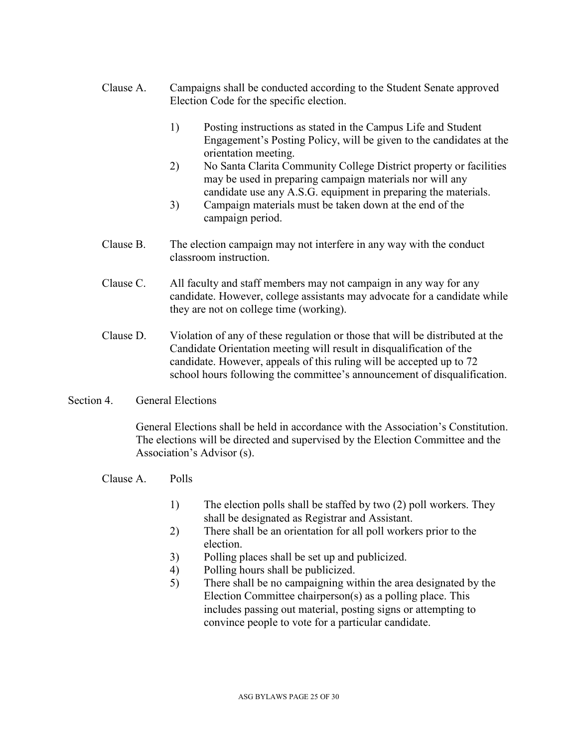Clause A. Campaigns shall be conducted according to the Student Senate approved Election Code for the specific election.

1) Posting instructions as stated in the Campus Life and Student Engagement's Posting Policy, will be given to the candidates at the orientation meeting.
2) No Santa Clarita Community College District property or facilities may be used in preparing campaign materials nor will any candidate use any A.S.G. equipment in preparing the materials.
3) Campaign materials must be taken down at the end of the campaign period.

Clause B. The election campaign may not interfere in any way with the conduct classroom instruction.

Clause C. All faculty and staff members may not campaign in any way for any candidate. However, college assistants may advocate for a candidate while they are not on college time (working).

Clause D. Violation of any of these regulation or those that will be distributed at the Candidate Orientation meeting will result in disqualification of the candidate. However, appeals of this ruling will be accepted up to 72 school hours following the committee's announcement of disqualification.

Section 4. General Elections

General Elections shall be held in accordance with the Association's Constitution. The elections will be directed and supervised by the Election Committee and the Association's Advisor (s).

Clause A. Polls

1) The election polls shall be staffed by two (2) poll workers. They shall be designated as Registrar and Assistant.
2) There shall be an orientation for all poll workers prior to the election.
3) Polling places shall be set up and publicized.
4) Polling hours shall be publicized.
5) There shall be no campaigning within the area designated by the Election Committee chairperson(s) as a polling place. This includes passing out material, posting signs or attempting to convince people to vote for a particular candidate.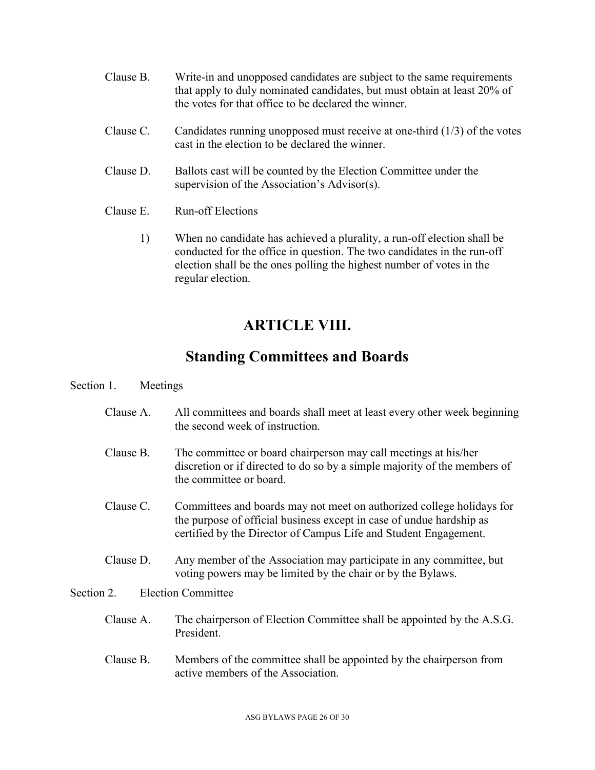Clause B. Write-in and unopposed candidates are subject to the same requirements that apply to duly nominated candidates, but must obtain at least 20% of the votes for that office to be declared the winner.

Clause C. Candidates running unopposed must receive at one-third (1/3) of the votes cast in the election to be declared the winner.

Clause D. Ballots cast will be counted by the Election Committee under the supervision of the Association's Advisor(s).

Clause E. Run-off Elections

1) When no candidate has achieved a plurality, a run-off election shall be conducted for the office in question. The two candidates in the run-off election shall be the ones polling the highest number of votes in the regular election.

# ARTICLE VIII.

## Standing Committees and Boards

Section 1. Meetings

Clause A. All committees and boards shall meet at least every other week beginning the second week of instruction.

Clause B. The committee or board chairperson may call meetings at his/her discretion or if directed to do so by a simple majority of the members of the committee or board.

Clause C. Committees and boards may not meet on authorized college holidays for the purpose of official business except in case of undue hardship as certified by the Director of Campus Life and Student Engagement.

Clause D. Any member of the Association may participate in any committee, but voting powers may be limited by the chair or by the Bylaws.

Section 2. Election Committee

Clause A. The chairperson of Election Committee shall be appointed by the A.S.G. President.

Clause B. Members of the committee shall be appointed by the chairperson from active members of the Association.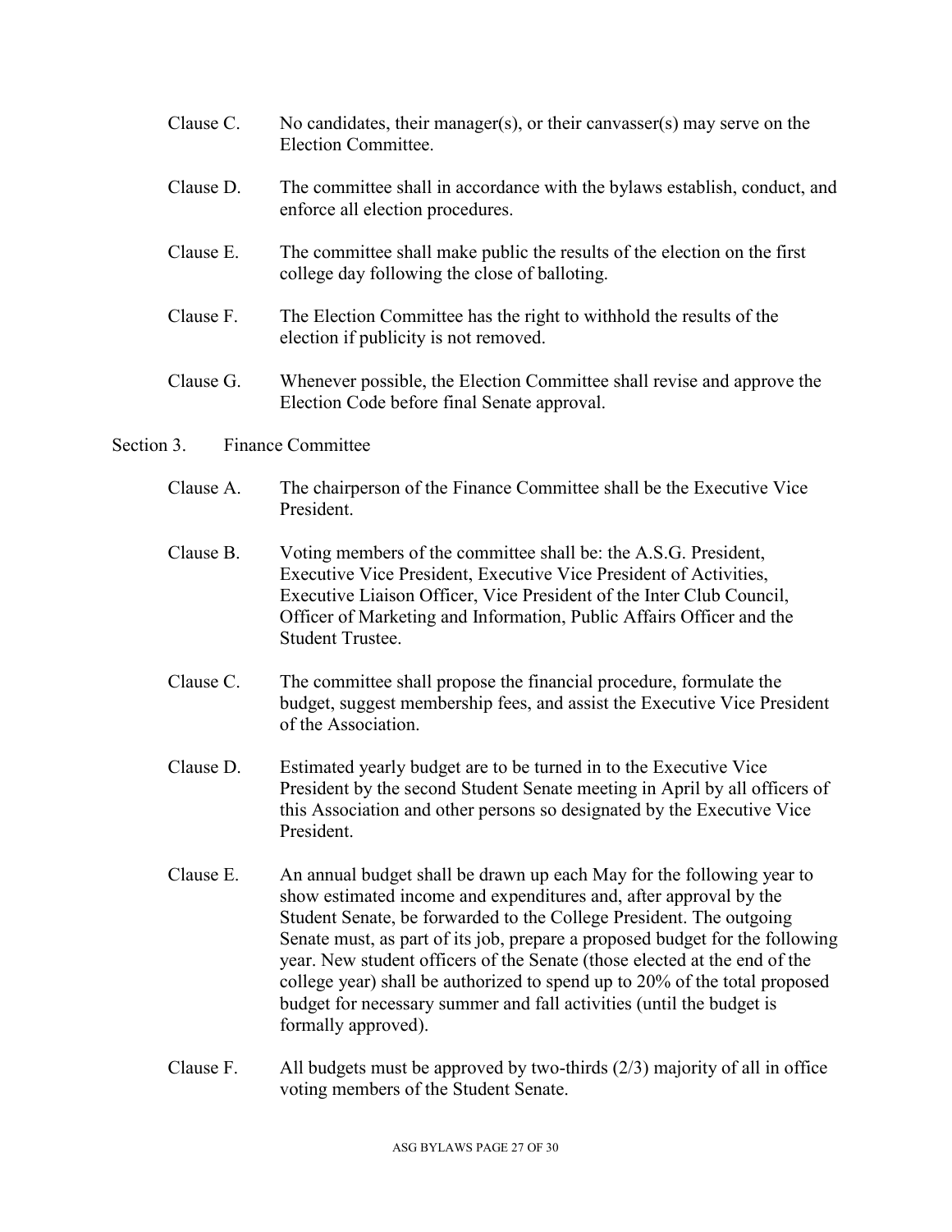Clause C. No candidates, their manager(s), or their canvasser(s) may serve on the Election Committee.

Clause D. The committee shall in accordance with the bylaws establish, conduct, and enforce all election procedures.

Clause E. The committee shall make public the results of the election on the first college day following the close of balloting.

Clause F. The Election Committee has the right to withhold the results of the election if publicity is not removed.

Clause G. Whenever possible, the Election Committee shall revise and approve the Election Code before final Senate approval.

Section 3. Finance Committee

Clause A. The chairperson of the Finance Committee shall be the Executive Vice President.

Clause B. Voting members of the committee shall be: the A.S.G. President, Executive Vice President, Executive Vice President of Activities, Executive Liaison Officer, Vice President of the Inter Club Council, Officer of Marketing and Information, Public Affairs Officer and the Student Trustee.

Clause C. The committee shall propose the financial procedure, formulate the budget, suggest membership fees, and assist the Executive Vice President of the Association.

Clause D. Estimated yearly budget are to be turned in to the Executive Vice President by the second Student Senate meeting in April by all officers of this Association and other persons so designated by the Executive Vice President.

Clause E. An annual budget shall be drawn up each May for the following year to show estimated income and expenditures and, after approval by the Student Senate, be forwarded to the College President. The outgoing Senate must, as part of its job, prepare a proposed budget for the following year. New student officers of the Senate (those elected at the end of the college year) shall be authorized to spend up to 20% of the total proposed budget for necessary summer and fall activities (until the budget is formally approved).

Clause F. All budgets must be approved by two-thirds (2/3) majority of all in office voting members of the Student Senate.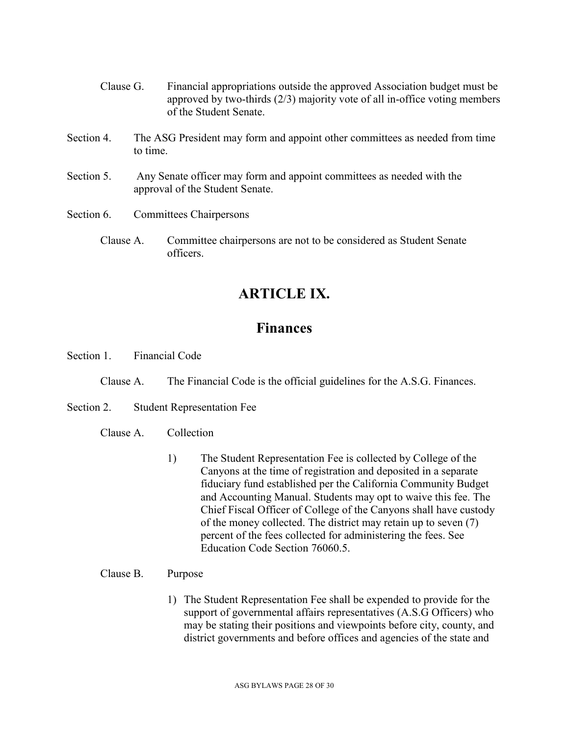Clause G. Financial appropriations outside the approved Association budget must be approved by two-thirds (2/3) majority vote of all in-office voting members of the Student Senate.

Section 4. The ASG President may form and appoint other committees as needed from time to time.

Section 5. Any Senate officer may form and appoint committees as needed with the approval of the Student Senate.

Section 6. Committees Chairpersons

Clause A. Committee chairpersons are not to be considered as Student Senate officers.

# ARTICLE IX.

## Finances

Section 1. Financial Code

Clause A. The Financial Code is the official guidelines for the A.S.G. Finances.

Section 2. Student Representation Fee

Clause A. Collection

1) The Student Representation Fee is collected by College of the Canyons at the time of registration and deposited in a separate fiduciary fund established per the California Community Budget and Accounting Manual. Students may opt to waive this fee. The Chief Fiscal Officer of College of the Canyons shall have custody of the money collected. The district may retain up to seven (7) percent of the fees collected for administering the fees. See Education Code Section 76060.5.

Clause B. Purpose

1) The Student Representation Fee shall be expended to provide for the support of governmental affairs representatives (A.S.G Officers) who may be stating their positions and viewpoints before city, county, and district governments and before offices and agencies of the state and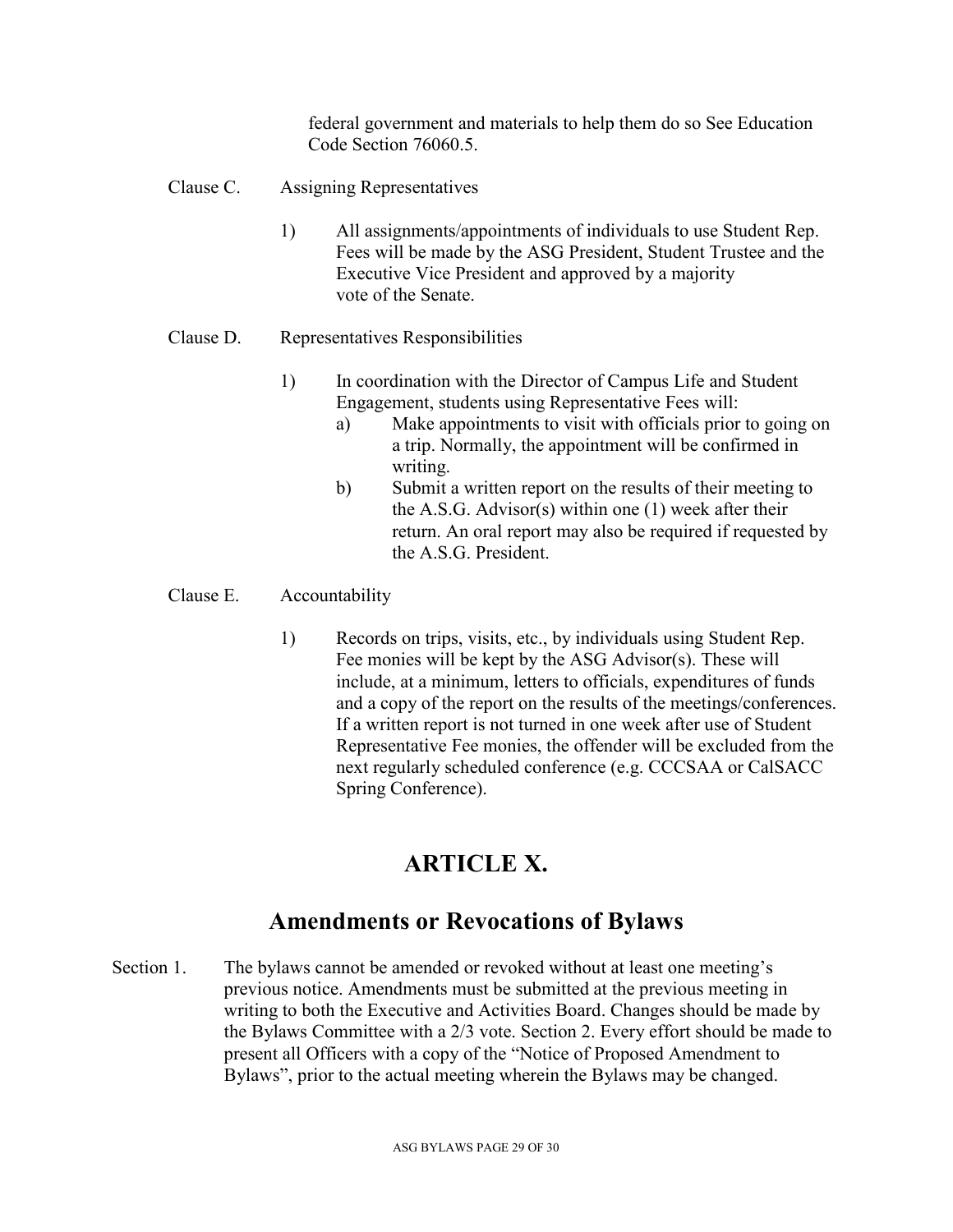federal government and materials to help them do so See Education Code Section 76060.5.

Clause C. Assigning Representatives

1) All assignments/appointments of individuals to use Student Rep. Fees will be made by the ASG President, Student Trustee and the Executive Vice President and approved by a majority vote of the Senate.

Clause D. Representatives Responsibilities

1) In coordination with the Director of Campus Life and Student Engagement, students using Representative Fees will:
   a) Make appointments to visit with officials prior to going on a trip. Normally, the appointment will be confirmed in writing.
   b) Submit a written report on the results of their meeting to the A.S.G. Advisor(s) within one (1) week after their return. An oral report may also be required if requested by the A.S.G. President.

Clause E. Accountability

1) Records on trips, visits, etc., by individuals using Student Rep. Fee monies will be kept by the ASG Advisor(s). These will include, at a minimum, letters to officials, expenditures of funds and a copy of the report on the results of the meetings/conferences. If a written report is not turned in one week after use of Student Representative Fee monies, the offender will be excluded from the next regularly scheduled conference (e.g. CCCSAA or CalSACC Spring Conference).

# ARTICLE X.

## Amendments or Revocations of Bylaws

Section 1. The bylaws cannot be amended or revoked without at least one meeting's previous notice. Amendments must be submitted at the previous meeting in writing to both the Executive and Activities Board. Changes should be made by the Bylaws Committee with a 2/3 vote. Section 2. Every effort should be made to present all Officers with a copy of the "Notice of Proposed Amendment to Bylaws", prior to the actual meeting wherein the Bylaws may be changed.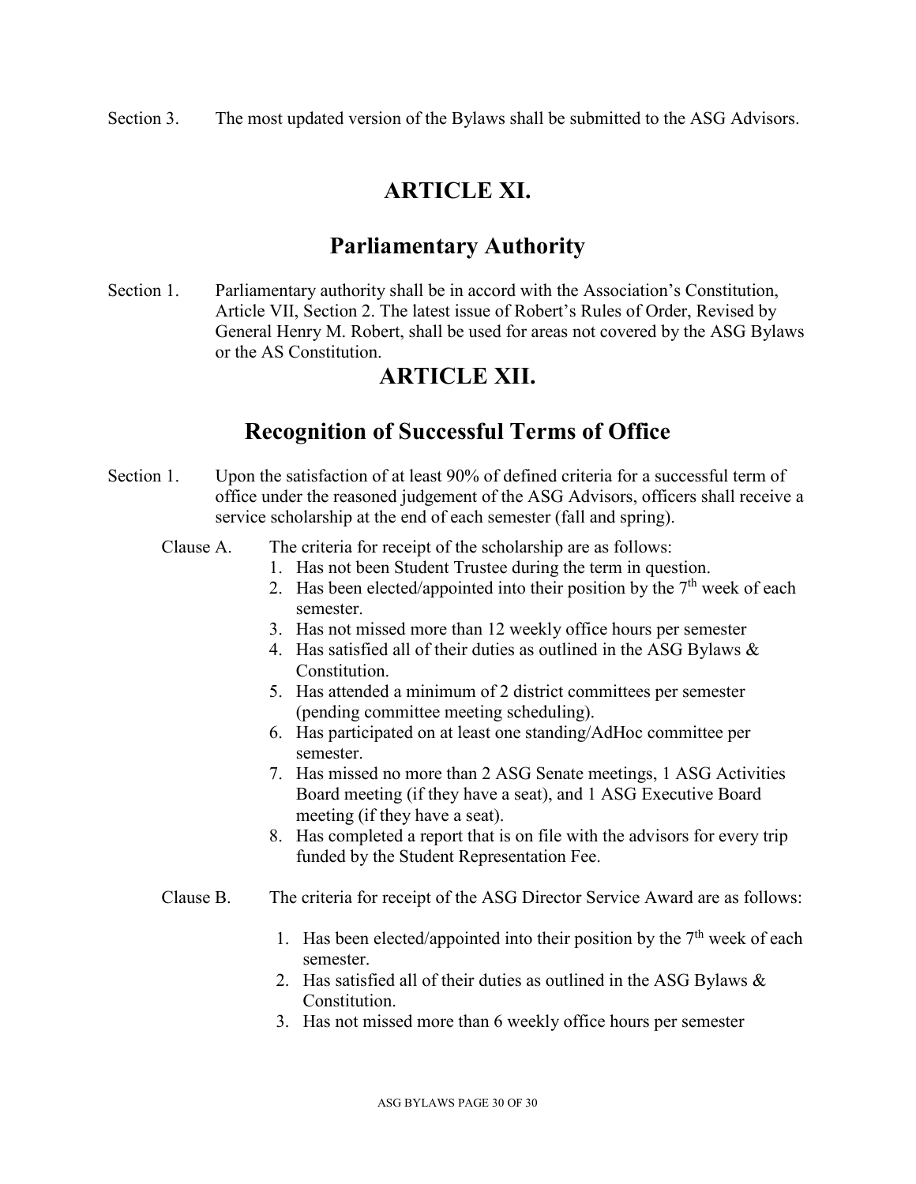Section 3. The most updated version of the Bylaws shall be submitted to the ASG Advisors.

# ARTICLE XI.

## Parliamentary Authority

Section 1. Parliamentary authority shall be in accord with the Association's Constitution, Article VII, Section 2. The latest issue of Robert's Rules of Order, Revised by General Henry M. Robert, shall be used for areas not covered by the ASG Bylaws or the AS Constitution.

# ARTICLE XII.

## Recognition of Successful Terms of Office

Section 1. Upon the satisfaction of at least 90% of defined criteria for a successful term of office under the reasoned judgement of the ASG Advisors, officers shall receive a service scholarship at the end of each semester (fall and spring).

Clause A. The criteria for receipt of the scholarship are as follows:

1. Has not been Student Trustee during the term in question.
2. Has been elected/appointed into their position by the 7th week of each semester.
3. Has not missed more than 12 weekly office hours per semester
4. Has satisfied all of their duties as outlined in the ASG Bylaws & Constitution.
5. Has attended a minimum of 2 district committees per semester (pending committee meeting scheduling).
6. Has participated on at least one standing/AdHoc committee per semester.
7. Has missed no more than 2 ASG Senate meetings, 1 ASG Activities Board meeting (if they have a seat), and 1 ASG Executive Board meeting (if they have a seat).
8. Has completed a report that is on file with the advisors for every trip funded by the Student Representation Fee.

Clause B. The criteria for receipt of the ASG Director Service Award are as follows:

1. Has been elected/appointed into their position by the 7th week of each semester.
2. Has satisfied all of their duties as outlined in the ASG Bylaws & Constitution.
3. Has not missed more than 6 weekly office hours per semester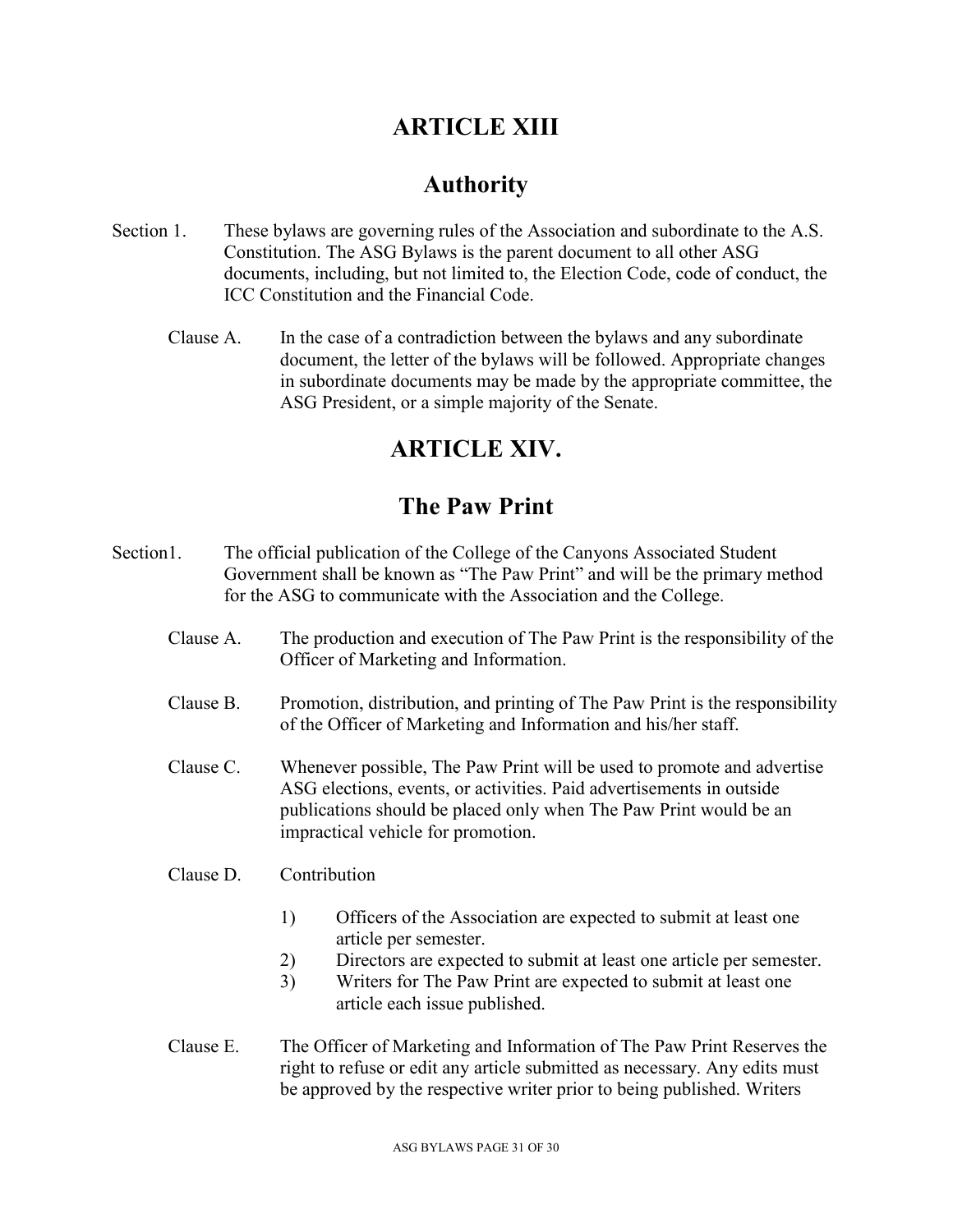# ARTICLE XIII

## Authority

Section 1. These bylaws are governing rules of the Association and subordinate to the A.S. Constitution. The ASG Bylaws is the parent document to all other ASG documents, including, but not limited to, the Election Code, code of conduct, the ICC Constitution and the Financial Code.

Clause A. In the case of a contradiction between the bylaws and any subordinate document, the letter of the bylaws will be followed. Appropriate changes in subordinate documents may be made by the appropriate committee, the ASG President, or a simple majority of the Senate.

# ARTICLE XIV.

## The Paw Print

Section1. The official publication of the College of the Canyons Associated Student Government shall be known as "The Paw Print" and will be the primary method for the ASG to communicate with the Association and the College.

Clause A. The production and execution of The Paw Print is the responsibility of the Officer of Marketing and Information.

Clause B. Promotion, distribution, and printing of The Paw Print is the responsibility of the Officer of Marketing and Information and his/her staff.

Clause C. Whenever possible, The Paw Print will be used to promote and advertise ASG elections, events, or activities. Paid advertisements in outside publications should be placed only when The Paw Print would be an impractical vehicle for promotion.

Clause D. Contribution

1) Officers of the Association are expected to submit at least one article per semester.
2) Directors are expected to submit at least one article per semester.
3) Writers for The Paw Print are expected to submit at least one article each issue published.

Clause E. The Officer of Marketing and Information of The Paw Print Reserves the right to refuse or edit any article submitted as necessary. Any edits must be approved by the respective writer prior to being published. Writers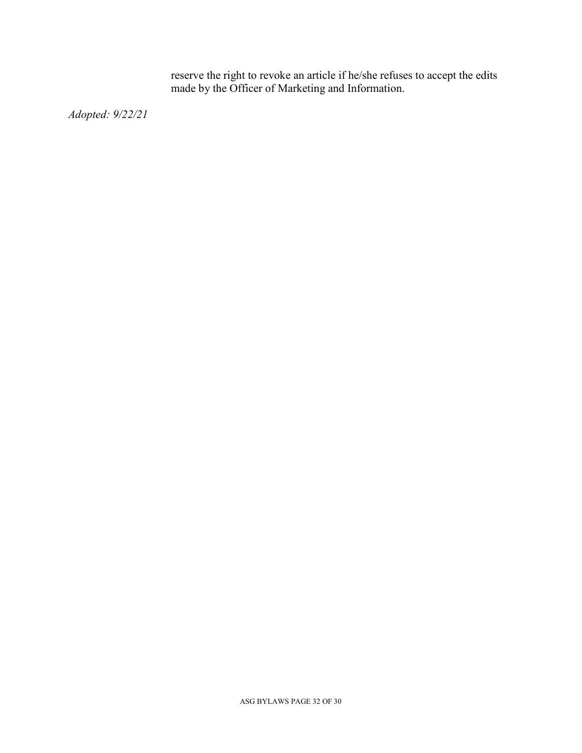reserve the right to revoke an article if he/she refuses to accept the edits made by the Officer of Marketing and Information.

*Adopted: 9/22/21*